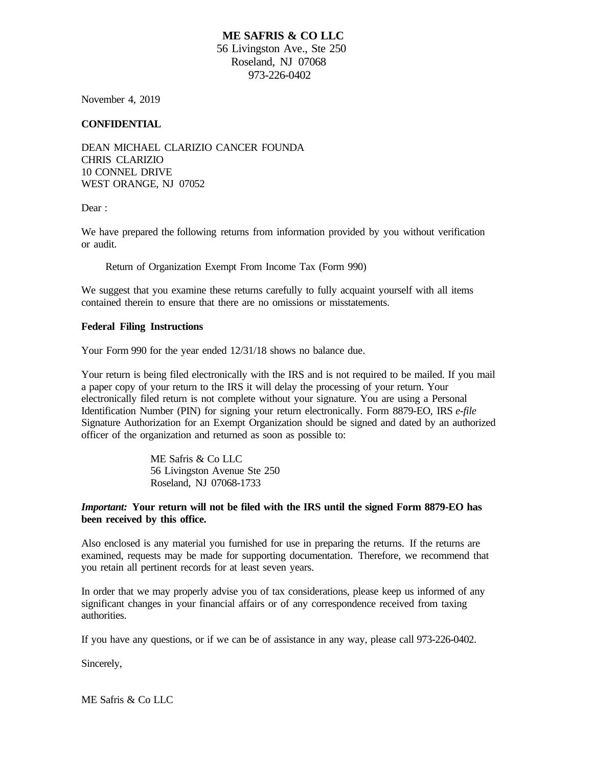**ME SAFRIS & CO LLC**
56 Livingston Ave., Ste 250
Roseland, NJ 07068
973-226-0402

November 4, 2019

**CONFIDENTIAL**

DEAN MICHAEL CLARIZIO CANCER FOUNDA
CHRIS CLARIZIO
10 CONNEL DRIVE
WEST ORANGE, NJ 07052

Dear :

We have prepared the following returns from information provided by you without verification or audit.

Return of Organization Exempt From Income Tax (Form 990)

We suggest that you examine these returns carefully to fully acquaint yourself with all items contained therein to ensure that there are no omissions or misstatements.

**Federal Filing Instructions**

Your Form 990 for the year ended 12/31/18 shows no balance due.

Your return is being filed electronically with the IRS and is not required to be mailed. If you mail a paper copy of your return to the IRS it will delay the processing of your return. Your electronically filed return is not complete without your signature. You are using a Personal Identification Number (PIN) for signing your return electronically. Form 8879-EO, IRS *e-file* Signature Authorization for an Exempt Organization should be signed and dated by an authorized officer of the organization and returned as soon as possible to:

ME Safris & Co LLC
56 Livingston Avenue Ste 250
Roseland, NJ 07068-1733

***Important:*** **Your return will not be filed with the IRS until the signed Form 8879-EO has been received by this office.**

Also enclosed is any material you furnished for use in preparing the returns. If the returns are examined, requests may be made for supporting documentation. Therefore, we recommend that you retain all pertinent records for at least seven years.

In order that we may properly advise you of tax considerations, please keep us informed of any significant changes in your financial affairs or of any correspondence received from taxing authorities.

If you have any questions, or if we can be of assistance in any way, please call 973-226-0402.

Sincerely,

ME Safris & Co LLC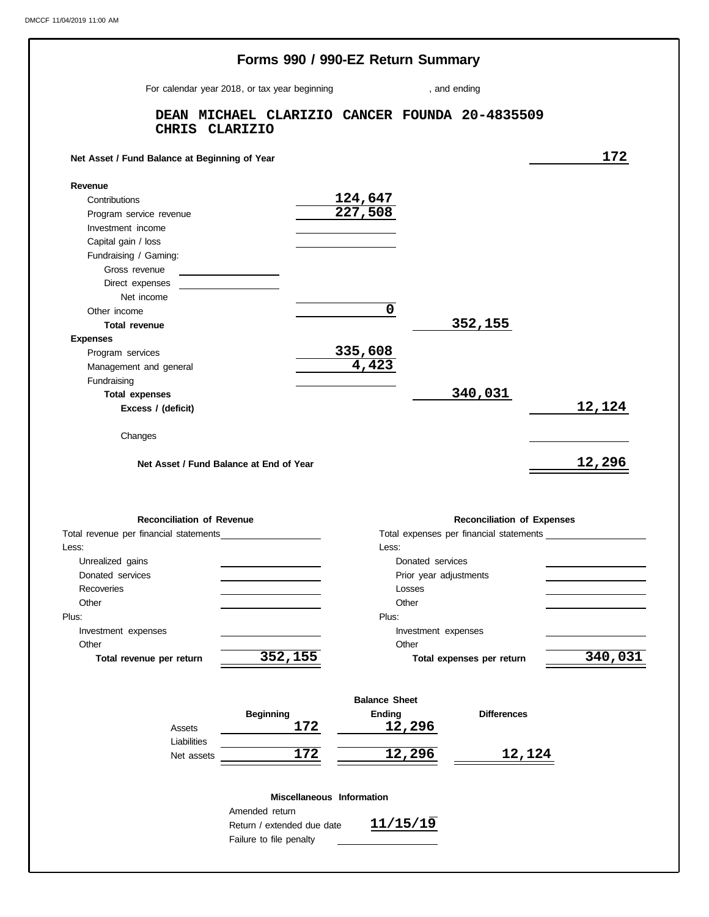DMCCF 11/04/2019 11:00 AM

# Forms 990 / 990-EZ Return Summary

For calendar year 2018, or tax year beginning , and ending

**DEAN MICHAEL CLARIZIO CANCER FOUNDA 20-4835509**
**CHRIS CLARIZIO**

| | | | |
|---|---|---|---|
| **Net Asset / Fund Balance at Beginning of Year** | | | 172 |
| **Revenue** | | | |
| Contributions | 124,647 | | |
| Program service revenue | 227,508 | | |
| Investment income | | | |
| Capital gain / loss | | | |
| Fundraising / Gaming: | | | |
| Gross revenue | | | |
| Direct expenses | | | |
| Net income | | | |
| Other income | 0 | | |
| **Total revenue** | | 352,155 | |
| **Expenses** | | | |
| Program services | 335,608 | | |
| Management and general | 4,423 | | |
| Fundraising | | | |
| **Total expenses** | | 340,031 | |
| **Excess / (deficit)** | | | 12,124 |
| Changes | | | |
| **Net Asset / Fund Balance at End of Year** | | | 12,296 |

| **Reconciliation of Revenue** | | **Reconciliation of Expenses** | |
|---|---|---|---|
| Total revenue per financial statements | | Total expenses per financial statements | |
| Less: | | Less: | |
| Unrealized gains | | Donated services | |
| Donated services | | Prior year adjustments | |
| Recoveries | | Losses | |
| Other | | Other | |
| Plus: | | Plus: | |
| Investment expenses | | Investment expenses | |
| Other | | Other | |
| **Total revenue per return** | 352,155 | **Total expenses per return** | 340,031 |

**Balance Sheet**

| | Beginning | Ending | Differences |
|---|---|---|---|
| Assets | 172 | 12,296 | |
| Liabilities | | | |
| Net assets | 172 | 12,296 | 12,124 |

**Miscellaneous Information**

| | |
|---|---|
| Amended return | |
| Return / extended due date | 11/15/19 |
| Failure to file penalty | |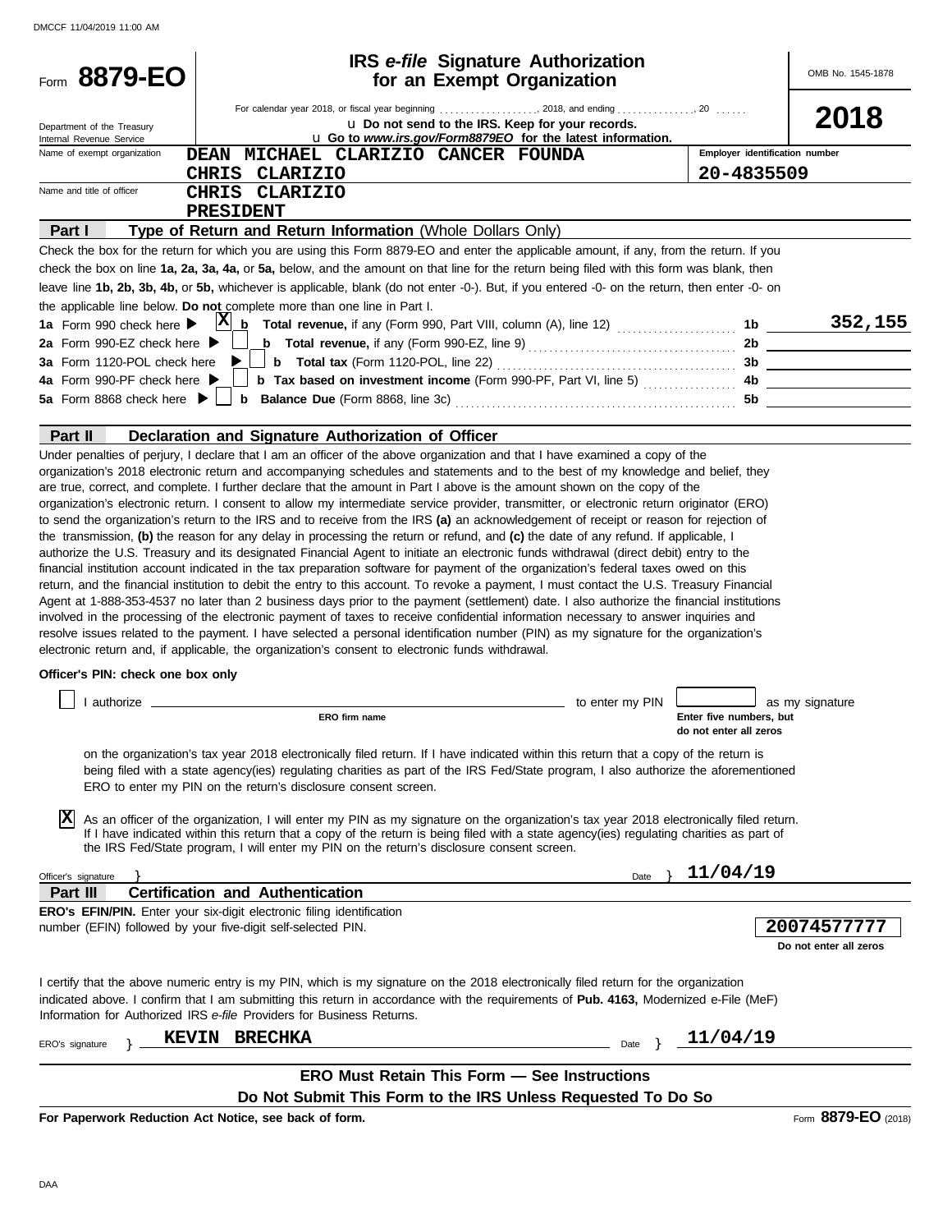DMCCF 11/04/2019 11:00 AM

# Form 8879-EO

## IRS *e-file* Signature Authorization for an Exempt Organization

OMB No. 1545-1878

**2018**

Department of the Treasury
Internal Revenue Service

For calendar year 2018, or fiscal year beginning . . . . . . . . . . . . . . . . . . . , 2018, and ending . . . . . . . . . . . . . . , 20 . . . . . .

u **Do not send to the IRS. Keep for your records.**

u **Go to *www.irs.gov/Form8879EO* for the latest information.**

| | | |
|---|---|---|
| Name of exempt organization | DEAN MICHAEL CLARIZIO CANCER FOUNDA<br>CHRIS CLARIZIO | **Employer identification number**<br>20-4835509 |
| Name and title of officer | CHRIS CLARIZIO<br>PRESIDENT | |

### Part I — Type of Return and Return Information (Whole Dollars Only)

Check the box for the return for which you are using this Form 8879-EO and enter the applicable amount, if any, from the return. If you check the box on line **1a, 2a, 3a, 4a,** or **5a,** below, and the amount on that line for the return being filed with this form was blank, then leave line **1b, 2b, 3b, 4b,** or **5b,** whichever is applicable, blank (do not enter -0-). But, if you entered -0- on the return, then enter -0- on the applicable line below. **Do not** complete more than one line in Part I.

| | | | |
|---|---|---|---|
| **1a** Form 990 check here ▶ [X] | **b Total revenue,** if any (Form 990, Part VIII, column (A), line 12) | **1b** | 352,155 |
| **2a** Form 990-EZ check here ▶ [ ] | **b Total revenue,** if any (Form 990-EZ, line 9) | **2b** | |
| **3a** Form 1120-POL check here ▶ [ ] | **b Total tax** (Form 1120-POL, line 22) | **3b** | |
| **4a** Form 990-PF check here ▶ [ ] | **b Tax based on investment income** (Form 990-PF, Part VI, line 5) | **4b** | |
| **5a** Form 8868 check here ▶ [ ] | **b Balance Due** (Form 8868, line 3c) | **5b** | |

### Part II — Declaration and Signature Authorization of Officer

Under penalties of perjury, I declare that I am an officer of the above organization and that I have examined a copy of the organization's 2018 electronic return and accompanying schedules and statements and to the best of my knowledge and belief, they are true, correct, and complete. I further declare that the amount in Part I above is the amount shown on the copy of the organization's electronic return. I consent to allow my intermediate service provider, transmitter, or electronic return originator (ERO) to send the organization's return to the IRS and to receive from the IRS **(a)** an acknowledgement of receipt or reason for rejection of the transmission, **(b)** the reason for any delay in processing the return or refund, and **(c)** the date of any refund. If applicable, I authorize the U.S. Treasury and its designated Financial Agent to initiate an electronic funds withdrawal (direct debit) entry to the financial institution account indicated in the tax preparation software for payment of the organization's federal taxes owed on this return, and the financial institution to debit the entry to this account. To revoke a payment, I must contact the U.S. Treasury Financial Agent at 1-888-353-4537 no later than 2 business days prior to the payment (settlement) date. I also authorize the financial institutions involved in the processing of the electronic payment of taxes to receive confidential information necessary to answer inquiries and resolve issues related to the payment. I have selected a personal identification number (PIN) as my signature for the organization's electronic return and, if applicable, the organization's consent to electronic funds withdrawal.

**Officer's PIN: check one box only**

[ ] I authorize ______________________ (**ERO firm name**) to enter my PIN [ ] (**Enter five numbers, but do not enter all zeros**) as my signature on the organization's tax year 2018 electronically filed return. If I have indicated within this return that a copy of the return is being filed with a state agency(ies) regulating charities as part of the IRS Fed/State program, I also authorize the aforementioned ERO to enter my PIN on the return's disclosure consent screen.

[X] As an officer of the organization, I will enter my PIN as my signature on the organization's tax year 2018 electronically filed return. If I have indicated within this return that a copy of the return is being filed with a state agency(ies) regulating charities as part of the IRS Fed/State program, I will enter my PIN on the return's disclosure consent screen.

Officer's signature } ______________________ Date } 11/04/19

### Part III — Certification and Authentication

**ERO's EFIN/PIN.** Enter your six-digit electronic filing identification number (EFIN) followed by your five-digit self-selected PIN.

20074577777
**Do not enter all zeros**

I certify that the above numeric entry is my PIN, which is my signature on the 2018 electronically filed return for the organization indicated above. I confirm that I am submitting this return in accordance with the requirements of **Pub. 4163,** Modernized e-File (MeF) Information for Authorized IRS *e-file* Providers for Business Returns.

ERO's signature } KEVIN BRECHKA Date } 11/04/19

**ERO Must Retain This Form — See Instructions**

**Do Not Submit This Form to the IRS Unless Requested To Do So**

**For Paperwork Reduction Act Notice, see back of form.** Form **8879-EO** (2018)

DAA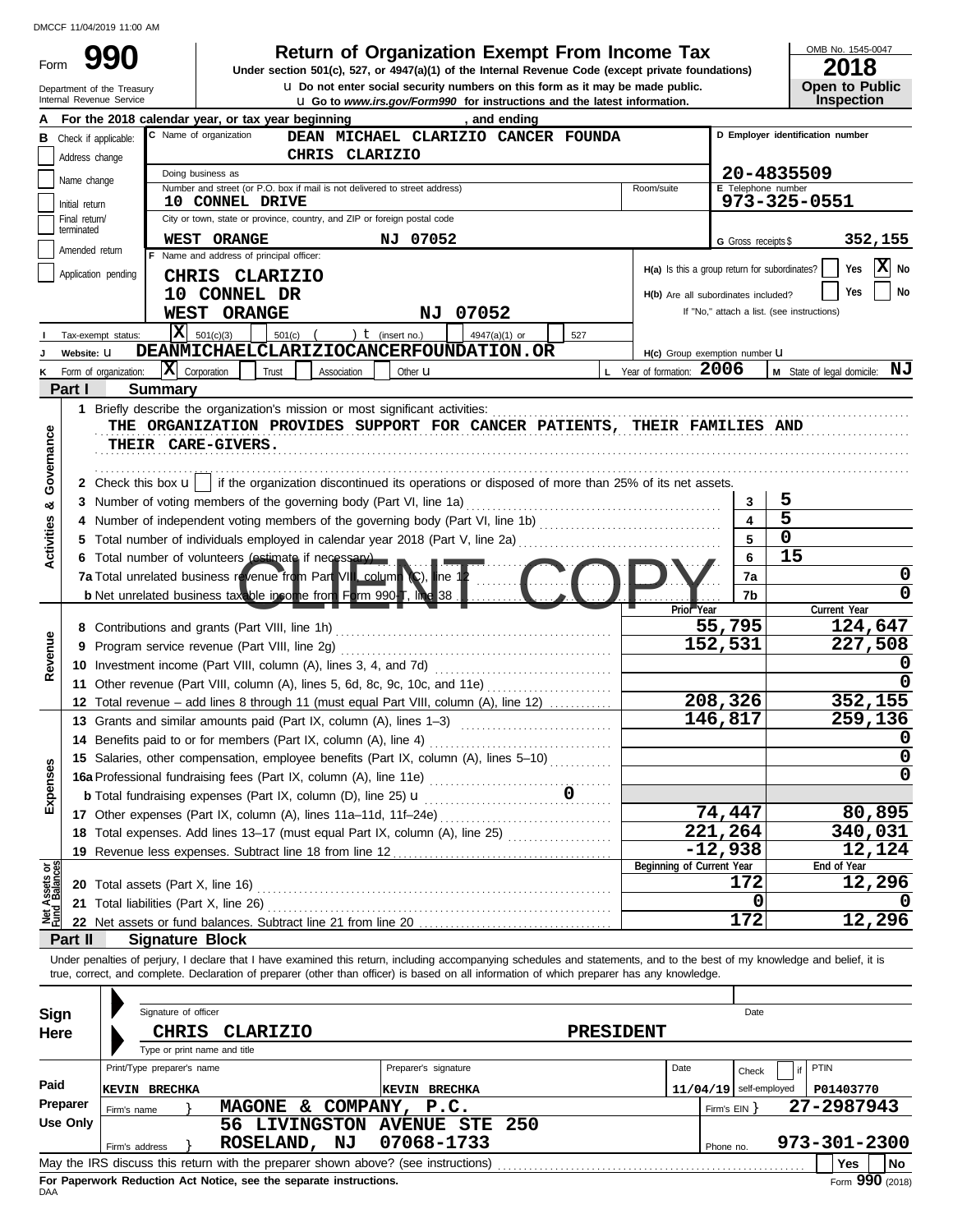DMCCF 11/04/2019 11:00 AM

# Form 990 — Return of Organization Exempt From Income Tax

**Under section 501(c), 527, or 4947(a)(1) of the Internal Revenue Code (except private foundations)**

u Do not enter social security numbers on this form as it may be made public.

u Go to *www.irs.gov/Form990* for instructions and the latest information.

Department of the Treasury
Internal Revenue Service

OMB No. 1545-0047

**2018**

**Open to Public Inspection**

**A** For the 2018 calendar year, or tax year beginning , and ending

**B** Check if applicable:
- Address change
- Name change
- Initial return
- Final return/terminated
- Amended return
- Application pending

**C** Name of organization: **DEAN MICHAEL CLARIZIO CANCER FOUNDA**
**CHRIS CLARIZIO**

Doing business as

Number and street (or P.O. box if mail is not delivered to street address): **10 CONNEL DRIVE** Room/suite

City or town, state or province, country, and ZIP or foreign postal code: **WEST ORANGE NJ 07052**

**D** Employer identification number: **20-4835509**

**E** Telephone number: **973-325-0551**

**G** Gross receipts $ **352,155**

**F** Name and address of principal officer:
**CHRIS CLARIZIO**
**10 CONNEL DR**
**WEST ORANGE NJ 07052**

**H(a)** Is this a group return for subordinates? Yes [ ] No [X]

**H(b)** Are all subordinates included? Yes [ ] No [ ]
If "No," attach a list. (see instructions)

**I** Tax-exempt status: [X] 501(c)(3) [ ] 501(c) ( ) t (insert no.) [ ] 4947(a)(1) or [ ] 527

**J** Website: u **DEANMICHAELCLARIZIOCANCERFOUNDATION.OR**

**H(c)** Group exemption number u

**K** Form of organization: [X] Corporation [ ] Trust [ ] Association [ ] Other u

**L** Year of formation: **2006**

**M** State of legal domicile: **NJ**

## Part I Summary

**Activities & Governance**

1 Briefly describe the organization's mission or most significant activities:
THE ORGANIZATION PROVIDES SUPPORT FOR CANCER PATIENTS, THEIR FAMILIES AND THEIR CARE-GIVERS.

2 Check this box u [ ] if the organization discontinued its operations or disposed of more than 25% of its net assets.

| | | | |
|---|---|---|---|
| 3 | Number of voting members of the governing body (Part VI, line 1a) | 3 | 5 |
| 4 | Number of independent voting members of the governing body (Part VI, line 1b) | 4 | 5 |
| 5 | Total number of individuals employed in calendar year 2018 (Part V, line 2a) | 5 | 0 |
| 6 | Total number of volunteers (estimate if necessary) | 6 | 15 |
| 7a | Total unrelated business revenue from Part VIII, column (C), line 12 | 7a | 0 |
| b | Net unrelated business taxable income from Form 990-T, line 38 | 7b | 0 |

CLIENT COPY

| | | | Prior Year | Current Year |
|---|---|---|---|---|
| **Revenue** | 8 | Contributions and grants (Part VIII, line 1h) | 55,795 | 124,647 |
| | 9 | Program service revenue (Part VIII, line 2g) | 152,531 | 227,508 |
| | 10 | Investment income (Part VIII, column (A), lines 3, 4, and 7d) | | 0 |
| | 11 | Other revenue (Part VIII, column (A), lines 5, 6d, 8c, 9c, 10c, and 11e) | | 0 |
| | 12 | Total revenue – add lines 8 through 11 (must equal Part VIII, column (A), line 12) | 208,326 | 352,155 |
| **Expenses** | 13 | Grants and similar amounts paid (Part IX, column (A), lines 1–3) | 146,817 | 259,136 |
| | 14 | Benefits paid to or for members (Part IX, column (A), line 4) | | 0 |
| | 15 | Salaries, other compensation, employee benefits (Part IX, column (A), lines 5–10) | | 0 |
| | 16a | Professional fundraising fees (Part IX, column (A), line 11e) | | 0 |
| | b | Total fundraising expenses (Part IX, column (D), line 25) u 0 | | |
| | 17 | Other expenses (Part IX, column (A), lines 11a–11d, 11f–24e) | 74,447 | 80,895 |
| | 18 | Total expenses. Add lines 13–17 (must equal Part IX, column (A), line 25) | 221,264 | 340,031 |
| | 19 | Revenue less expenses. Subtract line 18 from line 12 | -12,938 | 12,124 |
| | | | **Beginning of Current Year** | **End of Year** |
| **Net Assets or Fund Balances** | 20 | Total assets (Part X, line 16) | 172 | 12,296 |
| | 21 | Total liabilities (Part X, line 26) | 0 | 0 |
| | 22 | Net assets or fund balances. Subtract line 21 from line 20 | 172 | 12,296 |

## Part II Signature Block

Under penalties of perjury, I declare that I have examined this return, including accompanying schedules and statements, and to the best of my knowledge and belief, it is true, correct, and complete. Declaration of preparer (other than officer) is based on all information of which preparer has any knowledge.

**Sign Here**

Signature of officer — Date

**CHRIS CLARIZIO — PRESIDENT**
Type or print name and title

**Paid Preparer Use Only**

| Print/Type preparer's name | Preparer's signature | Date | Check [ ] if self-employed | PTIN |
|---|---|---|---|---|
| KEVIN BRECHKA | KEVIN BRECHKA | 11/04/19 | | P01403770 |

Firm's name } **MAGONE & COMPANY, P.C.** — Firm's EIN } **27-2987943**

Firm's address } **56 LIVINGSTON AVENUE STE 250, ROSELAND, NJ 07068-1733** — Phone no. **973-301-2300**

May the IRS discuss this return with the preparer shown above? (see instructions) [ ] Yes [ ] No

**For Paperwork Reduction Act Notice, see the separate instructions.**

DAA — Form **990** (2018)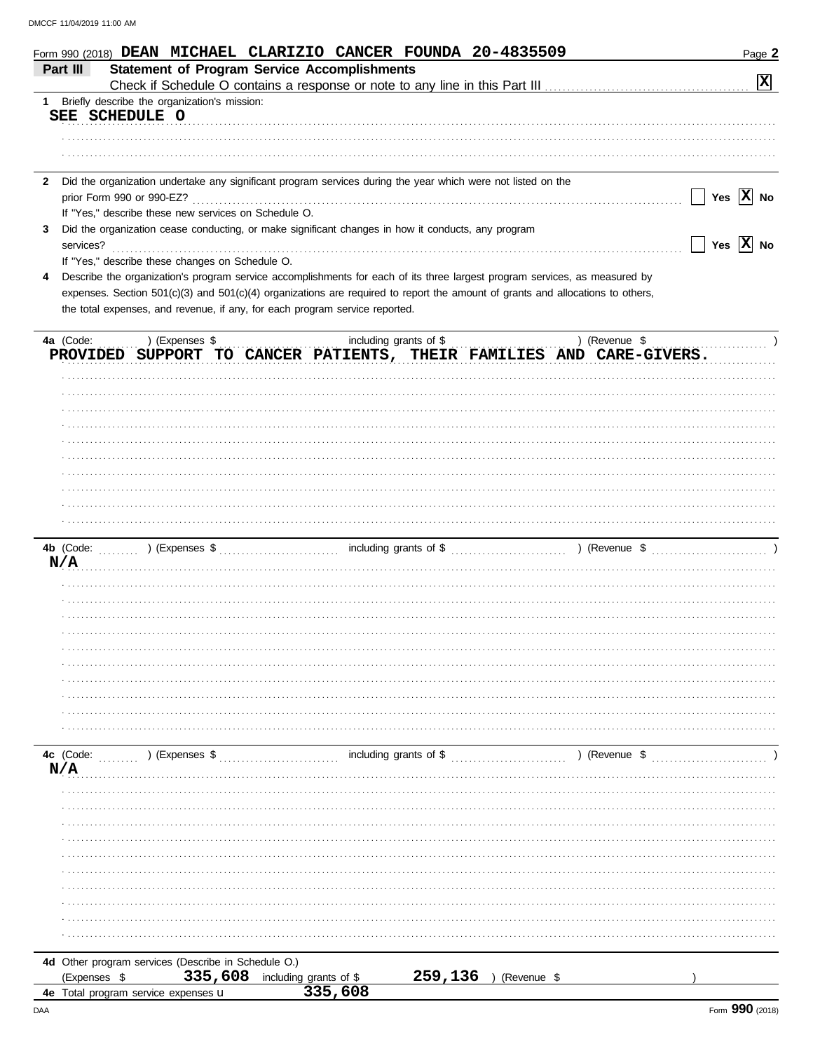Form 990 (2018) DEAN MICHAEL CLARIZIO CANCER FOUNDA 20-4835509

## Part III Statement of Program Service Accomplishments

Check if Schedule O contains a response or note to any line in this Part III [X]

**1** Briefly describe the organization's mission:

SEE SCHEDULE O

**2** Did the organization undertake any significant program services during the year which were not listed on the prior Form 990 or 990-EZ? [ ] Yes [X] No

If "Yes," describe these new services on Schedule O.

**3** Did the organization cease conducting, or make significant changes in how it conducts, any program services? [ ] Yes [X] No

If "Yes," describe these changes on Schedule O.

**4** Describe the organization's program service accomplishments for each of its three largest program services, as measured by expenses. Section 501(c)(3) and 501(c)(4) organizations are required to report the amount of grants and allocations to others, the total expenses, and revenue, if any, for each program service reported.

**4a** (Code: ) (Expenses $ including grants of $ ) (Revenue $ )

PROVIDED SUPPORT TO CANCER PATIENTS, THEIR FAMILIES AND CARE-GIVERS.

**4b** (Code: ) (Expenses $ including grants of $ ) (Revenue $ )

N/A

**4c** (Code: ) (Expenses $ including grants of $ ) (Revenue $ )

N/A

**4d** Other program services (Describe in Schedule O.)

(Expenses $ 335,608 including grants of $ 259,136 ) (Revenue $ )

**4e** Total program service expenses 335,608

Form 990 (2018)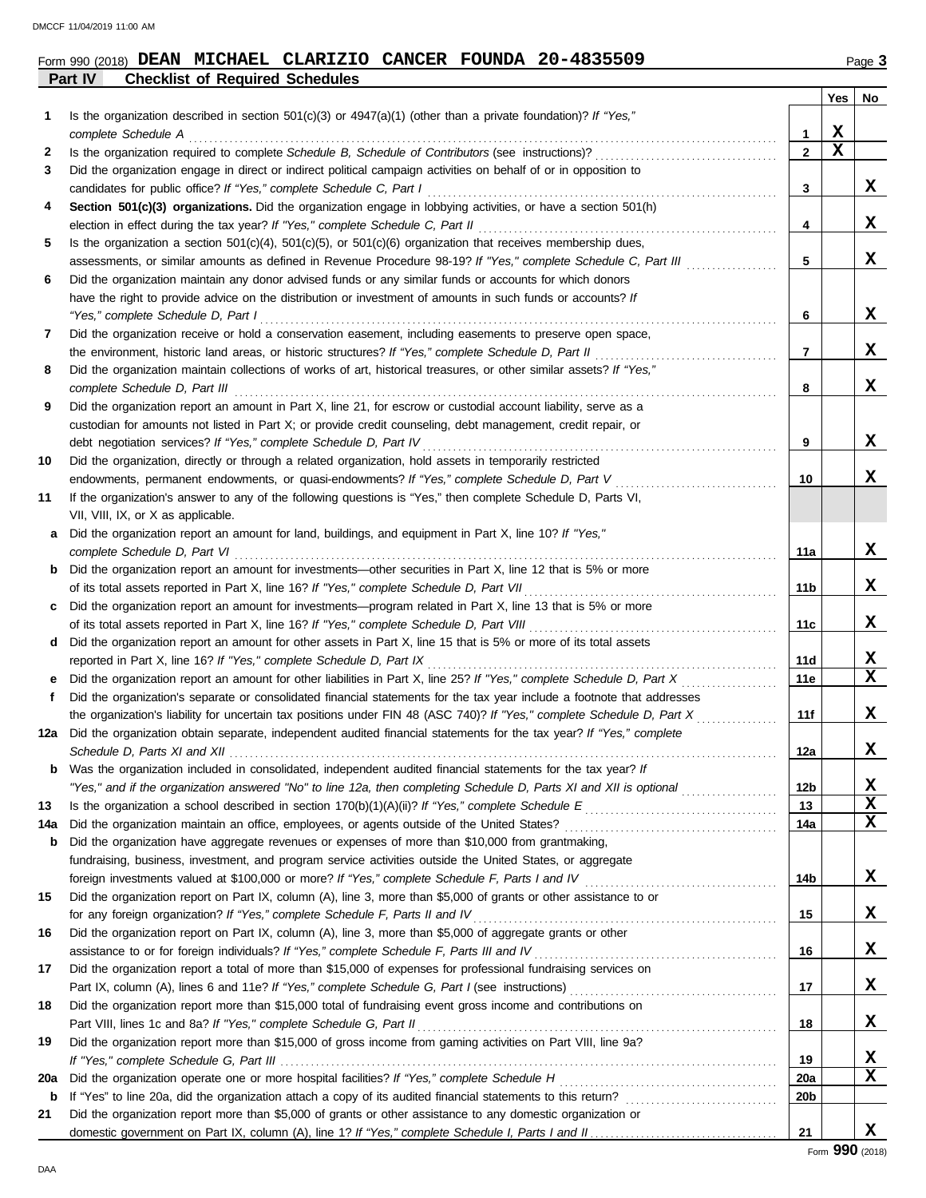Form 990 (2018) **DEAN MICHAEL CLARIZIO CANCER FOUNDA 20-4835509**

## Part IV Checklist of Required Schedules

| | | | Yes | No |
|---|---|---|---|---|
| **1** | Is the organization described in section 501(c)(3) or 4947(a)(1) (other than a private foundation)? *If "Yes," complete Schedule A* | 1 | X | |
| **2** | Is the organization required to complete *Schedule B, Schedule of Contributors* (see instructions)? | 2 | X | |
| **3** | Did the organization engage in direct or indirect political campaign activities on behalf of or in opposition to candidates for public office? *If "Yes," complete Schedule C, Part I* | 3 | | X |
| **4** | **Section 501(c)(3) organizations.** Did the organization engage in lobbying activities, or have a section 501(h) election in effect during the tax year? *If "Yes," complete Schedule C, Part II* | 4 | | X |
| **5** | Is the organization a section 501(c)(4), 501(c)(5), or 501(c)(6) organization that receives membership dues, assessments, or similar amounts as defined in Revenue Procedure 98-19? *If "Yes," complete Schedule C, Part III* | 5 | | X |
| **6** | Did the organization maintain any donor advised funds or any similar funds or accounts for which donors have the right to provide advice on the distribution or investment of amounts in such funds or accounts? *If "Yes," complete Schedule D, Part I* | 6 | | X |
| **7** | Did the organization receive or hold a conservation easement, including easements to preserve open space, the environment, historic land areas, or historic structures? *If "Yes," complete Schedule D, Part II* | 7 | | X |
| **8** | Did the organization maintain collections of works of art, historical treasures, or other similar assets? *If "Yes," complete Schedule D, Part III* | 8 | | X |
| **9** | Did the organization report an amount in Part X, line 21, for escrow or custodial account liability, serve as a custodian for amounts not listed in Part X; or provide credit counseling, debt management, credit repair, or debt negotiation services? *If "Yes," complete Schedule D, Part IV* | 9 | | X |
| **10** | Did the organization, directly or through a related organization, hold assets in temporarily restricted endowments, permanent endowments, or quasi-endowments? *If "Yes," complete Schedule D, Part V* | 10 | | X |
| **11** | If the organization's answer to any of the following questions is "Yes," then complete Schedule D, Parts VI, VII, VIII, IX, or X as applicable. | | | |
| **a** | Did the organization report an amount for land, buildings, and equipment in Part X, line 10? *If "Yes," complete Schedule D, Part VI* | 11a | | X |
| **b** | Did the organization report an amount for investments—other securities in Part X, line 12 that is 5% or more of its total assets reported in Part X, line 16? *If "Yes," complete Schedule D, Part VII* | 11b | | X |
| **c** | Did the organization report an amount for investments—program related in Part X, line 13 that is 5% or more of its total assets reported in Part X, line 16? *If "Yes," complete Schedule D, Part VIII* | 11c | | X |
| **d** | Did the organization report an amount for other assets in Part X, line 15 that is 5% or more of its total assets reported in Part X, line 16? *If "Yes," complete Schedule D, Part IX* | 11d | | X |
| **e** | Did the organization report an amount for other liabilities in Part X, line 25? *If "Yes," complete Schedule D, Part X* | 11e | | X |
| **f** | Did the organization's separate or consolidated financial statements for the tax year include a footnote that addresses the organization's liability for uncertain tax positions under FIN 48 (ASC 740)? *If "Yes," complete Schedule D, Part X* | 11f | | X |
| **12a** | Did the organization obtain separate, independent audited financial statements for the tax year? *If "Yes," complete Schedule D, Parts XI and XII* | 12a | | X |
| **b** | Was the organization included in consolidated, independent audited financial statements for the tax year? *If "Yes," and if the organization answered "No" to line 12a, then completing Schedule D, Parts XI and XII is optional* | 12b | | X |
| **13** | Is the organization a school described in section 170(b)(1)(A)(ii)? *If "Yes," complete Schedule E* | 13 | | X |
| **14a** | Did the organization maintain an office, employees, or agents outside of the United States? | 14a | | X |
| **b** | Did the organization have aggregate revenues or expenses of more than $10,000 from grantmaking, fundraising, business, investment, and program service activities outside the United States, or aggregate foreign investments valued at $100,000 or more? *If "Yes," complete Schedule F, Parts I and IV* | 14b | | X |
| **15** | Did the organization report on Part IX, column (A), line 3, more than $5,000 of grants or other assistance to or for any foreign organization? *If "Yes," complete Schedule F, Parts II and IV* | 15 | | X |
| **16** | Did the organization report on Part IX, column (A), line 3, more than $5,000 of aggregate grants or other assistance to or for foreign individuals? *If "Yes," complete Schedule F, Parts III and IV* | 16 | | X |
| **17** | Did the organization report a total of more than $15,000 of expenses for professional fundraising services on Part IX, column (A), lines 6 and 11e? *If "Yes," complete Schedule G, Part I* (see instructions) | 17 | | X |
| **18** | Did the organization report more than $15,000 total of fundraising event gross income and contributions on Part VIII, lines 1c and 8a? *If "Yes," complete Schedule G, Part II* | 18 | | X |
| **19** | Did the organization report more than $15,000 of gross income from gaming activities on Part VIII, line 9a? *If "Yes," complete Schedule G, Part III* | 19 | | X |
| **20a** | Did the organization operate one or more hospital facilities? *If "Yes," complete Schedule H* | 20a | | X |
| **b** | If "Yes" to line 20a, did the organization attach a copy of its audited financial statements to this return? | 20b | | |
| **21** | Did the organization report more than $5,000 of grants or other assistance to any domestic organization or domestic government on Part IX, column (A), line 1? *If "Yes," complete Schedule I, Parts I and II* | 21 | | X |

Form **990** (2018)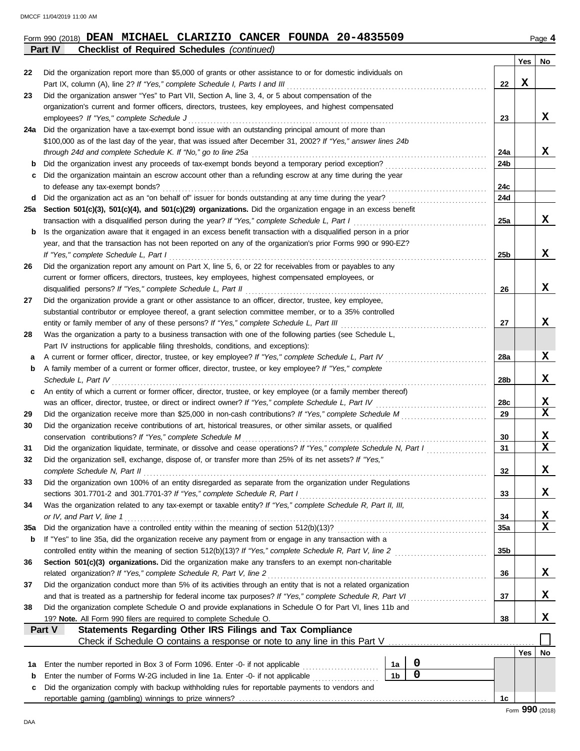Form 990 (2018) **DEAN MICHAEL CLARIZIO CANCER FOUNDA 20-4835509**

**Part IV — Checklist of Required Schedules** *(continued)*

| | | | Yes | No |
|---|---|---|---|---|
| 22 | Did the organization report more than $5,000 of grants or other assistance to or for domestic individuals on Part IX, column (A), line 2? *If "Yes," complete Schedule I, Parts I and III* | 22 | X | |
| 23 | Did the organization answer "Yes" to Part VII, Section A, line 3, 4, or 5 about compensation of the organization's current and former officers, directors, trustees, key employees, and highest compensated employees? *If "Yes," complete Schedule J* | 23 | | X |
| 24a | Did the organization have a tax-exempt bond issue with an outstanding principal amount of more than $100,000 as of the last day of the year, that was issued after December 31, 2002? *If "Yes," answer lines 24b through 24d and complete Schedule K. If "No," go to line 25a* | 24a | | X |
| b | Did the organization invest any proceeds of tax-exempt bonds beyond a temporary period exception? | 24b | | |
| c | Did the organization maintain an escrow account other than a refunding escrow at any time during the year to defease any tax-exempt bonds? | 24c | | |
| d | Did the organization act as an "on behalf of" issuer for bonds outstanding at any time during the year? | 24d | | |
| 25a | **Section 501(c)(3), 501(c)(4), and 501(c)(29) organizations.** Did the organization engage in an excess benefit transaction with a disqualified person during the year? *If "Yes," complete Schedule L, Part I* | 25a | | X |
| b | Is the organization aware that it engaged in an excess benefit transaction with a disqualified person in a prior year, and that the transaction has not been reported on any of the organization's prior Forms 990 or 990-EZ? *If "Yes," complete Schedule L, Part I* | 25b | | X |
| 26 | Did the organization report any amount on Part X, line 5, 6, or 22 for receivables from or payables to any current or former officers, directors, trustees, key employees, highest compensated employees, or disqualified persons? *If "Yes," complete Schedule L, Part II* | 26 | | X |
| 27 | Did the organization provide a grant or other assistance to an officer, director, trustee, key employee, substantial contributor or employee thereof, a grant selection committee member, or to a 35% controlled entity or family member of any of these persons? *If "Yes," complete Schedule L, Part III* | 27 | | X |
| 28 | Was the organization a party to a business transaction with one of the following parties (see Schedule L, Part IV instructions for applicable filing thresholds, conditions, and exceptions): | | | |
| a | A current or former officer, director, trustee, or key employee? *If "Yes," complete Schedule L, Part IV* | 28a | | X |
| b | A family member of a current or former officer, director, trustee, or key employee? *If "Yes," complete Schedule L, Part IV* | 28b | | X |
| c | An entity of which a current or former officer, director, trustee, or key employee (or a family member thereof) was an officer, director, trustee, or direct or indirect owner? *If "Yes," complete Schedule L, Part IV* | 28c | | X |
| 29 | Did the organization receive more than $25,000 in non-cash contributions? *If "Yes," complete Schedule M* | 29 | | X |
| 30 | Did the organization receive contributions of art, historical treasures, or other similar assets, or qualified conservation contributions? *If "Yes," complete Schedule M* | 30 | | X |
| 31 | Did the organization liquidate, terminate, or dissolve and cease operations? *If "Yes," complete Schedule N, Part I* | 31 | | X |
| 32 | Did the organization sell, exchange, dispose of, or transfer more than 25% of its net assets? *If "Yes," complete Schedule N, Part II* | 32 | | X |
| 33 | Did the organization own 100% of an entity disregarded as separate from the organization under Regulations sections 301.7701-2 and 301.7701-3? *If "Yes," complete Schedule R, Part I* | 33 | | X |
| 34 | Was the organization related to any tax-exempt or taxable entity? *If "Yes," complete Schedule R, Part II, III, or IV, and Part V, line 1* | 34 | | X |
| 35a | Did the organization have a controlled entity within the meaning of section 512(b)(13)? | 35a | | X |
| b | If "Yes" to line 35a, did the organization receive any payment from or engage in any transaction with a controlled entity within the meaning of section 512(b)(13)? *If "Yes," complete Schedule R, Part V, line 2* | 35b | | |
| 36 | **Section 501(c)(3) organizations.** Did the organization make any transfers to an exempt non-charitable related organization? *If "Yes," complete Schedule R, Part V, line 2* | 36 | | X |
| 37 | Did the organization conduct more than 5% of its activities through an entity that is not a related organization and that is treated as a partnership for federal income tax purposes? *If "Yes," complete Schedule R, Part VI* | 37 | | X |
| 38 | Did the organization complete Schedule O and provide explanations in Schedule O for Part VI, lines 11b and 19? **Note.** All Form 990 filers are required to complete Schedule O. | 38 | | X |

**Part V — Statements Regarding Other IRS Filings and Tax Compliance**

Check if Schedule O contains a response or note to any line in this Part V ☐

| | | | | | Yes | No |
|---|---|---|---|---|---|---|
| 1a | Enter the number reported in Box 3 of Form 1096. Enter -0- if not applicable | 1a | 0 | | | |
| b | Enter the number of Forms W-2G included in line 1a. Enter -0- if not applicable | 1b | 0 | | | |
| c | Did the organization comply with backup withholding rules for reportable payments to vendors and reportable gaming (gambling) winnings to prize winners? | | | 1c | | |

Form **990** (2018)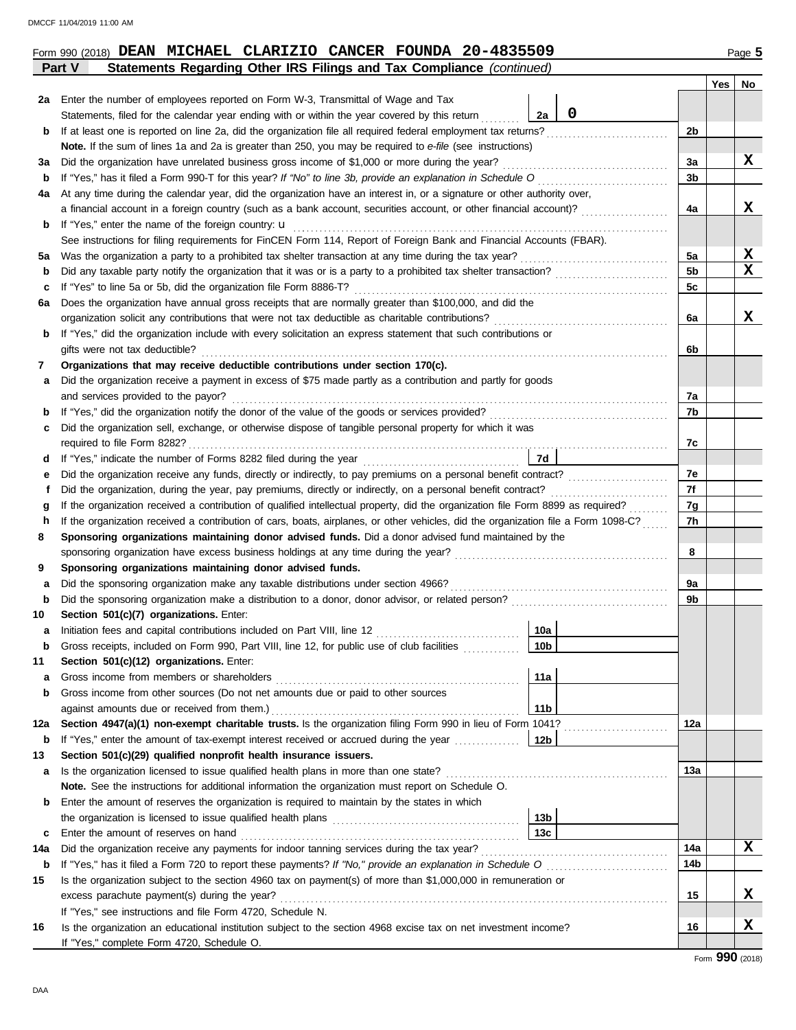Form 990 (2018) **DEAN MICHAEL CLARIZIO CANCER FOUNDA 20-4835509**

## Part V Statements Regarding Other IRS Filings and Tax Compliance *(continued)*

| | | | | Yes | No |
|---|---|---|---|---|---|
| **2a** | Enter the number of employees reported on Form W-3, Transmittal of Wage and Tax Statements, filed for the calendar year ending with or within the year covered by this return | 2a: 0 | | | |
| **b** | If at least one is reported on line 2a, did the organization file all required federal employment tax returns? | | 2b | | |
| | **Note.** If the sum of lines 1a and 2a is greater than 250, you may be required to *e-file* (see instructions) | | | | |
| **3a** | Did the organization have unrelated business gross income of $1,000 or more during the year? | | 3a | | X |
| **b** | If "Yes," has it filed a Form 990-T for this year? *If "No" to line 3b, provide an explanation in Schedule O* | | 3b | | |
| **4a** | At any time during the calendar year, did the organization have an interest in, or a signature or other authority over, a financial account in a foreign country (such as a bank account, securities account, or other financial account)? | | 4a | | X |
| **b** | If "Yes," enter the name of the foreign country: u | | | | |
| | See instructions for filing requirements for FinCEN Form 114, Report of Foreign Bank and Financial Accounts (FBAR). | | | | |
| **5a** | Was the organization a party to a prohibited tax shelter transaction at any time during the tax year? | | 5a | | X |
| **b** | Did any taxable party notify the organization that it was or is a party to a prohibited tax shelter transaction? | | 5b | | X |
| **c** | If "Yes" to line 5a or 5b, did the organization file Form 8886-T? | | 5c | | |
| **6a** | Does the organization have annual gross receipts that are normally greater than $100,000, and did the organization solicit any contributions that were not tax deductible as charitable contributions? | | 6a | | X |
| **b** | If "Yes," did the organization include with every solicitation an express statement that such contributions or gifts were not tax deductible? | | 6b | | |
| **7** | **Organizations that may receive deductible contributions under section 170(c).** | | | | |
| **a** | Did the organization receive a payment in excess of $75 made partly as a contribution and partly for goods and services provided to the payor? | | 7a | | |
| **b** | If "Yes," did the organization notify the donor of the value of the goods or services provided? | | 7b | | |
| **c** | Did the organization sell, exchange, or otherwise dispose of tangible personal property for which it was required to file Form 8282? | | 7c | | |
| **d** | If "Yes," indicate the number of Forms 8282 filed during the year | 7d | | | |
| **e** | Did the organization receive any funds, directly or indirectly, to pay premiums on a personal benefit contract? | | 7e | | |
| **f** | Did the organization, during the year, pay premiums, directly or indirectly, on a personal benefit contract? | | 7f | | |
| **g** | If the organization received a contribution of qualified intellectual property, did the organization file Form 8899 as required? | | 7g | | |
| **h** | If the organization received a contribution of cars, boats, airplanes, or other vehicles, did the organization file a Form 1098-C? | | 7h | | |
| **8** | **Sponsoring organizations maintaining donor advised funds.** Did a donor advised fund maintained by the sponsoring organization have excess business holdings at any time during the year? | | 8 | | |
| **9** | **Sponsoring organizations maintaining donor advised funds.** | | | | |
| **a** | Did the sponsoring organization make any taxable distributions under section 4966? | | 9a | | |
| **b** | Did the sponsoring organization make a distribution to a donor, donor advisor, or related person? | | 9b | | |
| **10** | **Section 501(c)(7) organizations.** Enter: | | | | |
| **a** | Initiation fees and capital contributions included on Part VIII, line 12 | 10a | | | |
| **b** | Gross receipts, included on Form 990, Part VIII, line 12, for public use of club facilities | 10b | | | |
| **11** | **Section 501(c)(12) organizations.** Enter: | | | | |
| **a** | Gross income from members or shareholders | 11a | | | |
| **b** | Gross income from other sources (Do not net amounts due or paid to other sources against amounts due or received from them.) | 11b | | | |
| **12a** | **Section 4947(a)(1) non-exempt charitable trusts.** Is the organization filing Form 990 in lieu of Form 1041? | | 12a | | |
| **b** | If "Yes," enter the amount of tax-exempt interest received or accrued during the year | 12b | | | |
| **13** | **Section 501(c)(29) qualified nonprofit health insurance issuers.** | | | | |
| **a** | Is the organization licensed to issue qualified health plans in more than one state? | | 13a | | |
| | **Note.** See the instructions for additional information the organization must report on Schedule O. | | | | |
| **b** | Enter the amount of reserves the organization is required to maintain by the states in which the organization is licensed to issue qualified health plans | 13b | | | |
| **c** | Enter the amount of reserves on hand | 13c | | | |
| **14a** | Did the organization receive any payments for indoor tanning services during the tax year? | | 14a | | X |
| **b** | If "Yes," has it filed a Form 720 to report these payments? *If "No," provide an explanation in Schedule O* | | 14b | | |
| **15** | Is the organization subject to the section 4960 tax on payment(s) of more than $1,000,000 in remuneration or excess parachute payment(s) during the year? | | 15 | | X |
| | If "Yes," see instructions and file Form 4720, Schedule N. | | | | |
| **16** | Is the organization an educational institution subject to the section 4968 excise tax on net investment income? | | 16 | | X |
| | If "Yes," complete Form 4720, Schedule O. | | | | |

Form **990** (2018)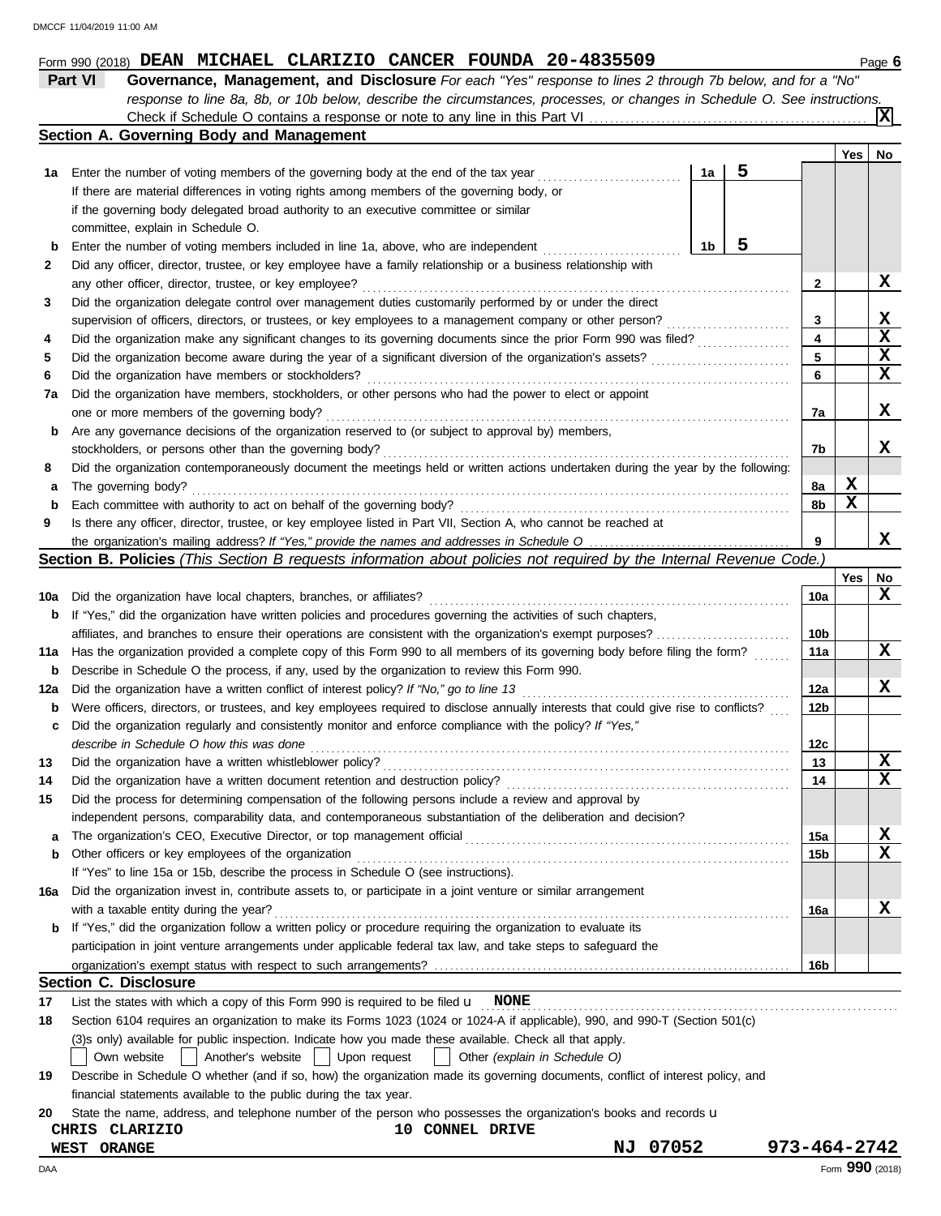Form 990 (2018) **DEAN MICHAEL CLARIZIO CANCER FOUNDA 20-4835509** Page **6**

## Part VI Governance, Management, and Disclosure

*For each "Yes" response to lines 2 through 7b below, and for a "No" response to line 8a, 8b, or 10b below, describe the circumstances, processes, or changes in Schedule O. See instructions.*

Check if Schedule O contains a response or note to any line in this Part VI .......... [X]

### Section A. Governing Body and Management

| | | | | Yes | No |
|---|---|---|---|---|---|
| **1a** | Enter the number of voting members of the governing body at the end of the tax year ... **1a** 5 | | | | |
| | If there are material differences in voting rights among members of the governing body, or if the governing body delegated broad authority to an executive committee or similar committee, explain in Schedule O. | | | | |
| **b** | Enter the number of voting members included in line 1a, above, who are independent ... **1b** 5 | | | | |
| **2** | Did any officer, director, trustee, or key employee have a family relationship or a business relationship with any other officer, director, trustee, or key employee? | | **2** | | X |
| **3** | Did the organization delegate control over management duties customarily performed by or under the direct supervision of officers, directors, or trustees, or key employees to a management company or other person? | | **3** | | X |
| **4** | Did the organization make any significant changes to its governing documents since the prior Form 990 was filed? | | **4** | | X |
| **5** | Did the organization become aware during the year of a significant diversion of the organization's assets? | | **5** | | X |
| **6** | Did the organization have members or stockholders? | | **6** | | X |
| **7a** | Did the organization have members, stockholders, or other persons who had the power to elect or appoint one or more members of the governing body? | | **7a** | | X |
| **b** | Are any governance decisions of the organization reserved to (or subject to approval by) members, stockholders, or persons other than the governing body? | | **7b** | | X |
| **8** | Did the organization contemporaneously document the meetings held or written actions undertaken during the year by the following: | | | | |
| **a** | The governing body? | | **8a** | X | |
| **b** | Each committee with authority to act on behalf of the governing body? | | **8b** | X | |
| **9** | Is there any officer, director, trustee, or key employee listed in Part VII, Section A, who cannot be reached at the organization's mailing address? *If "Yes," provide the names and addresses in Schedule O* | | **9** | | X |

### Section B. Policies *(This Section B requests information about policies not required by the Internal Revenue Code.)*

| | | | Yes | No |
|---|---|---|---|---|
| **10a** | Did the organization have local chapters, branches, or affiliates? | **10a** | | X |
| **b** | If "Yes," did the organization have written policies and procedures governing the activities of such chapters, affiliates, and branches to ensure their operations are consistent with the organization's exempt purposes? | **10b** | | |
| **11a** | Has the organization provided a complete copy of this Form 990 to all members of its governing body before filing the form? | **11a** | | X |
| **b** | Describe in Schedule O the process, if any, used by the organization to review this Form 990. | | | |
| **12a** | Did the organization have a written conflict of interest policy? *If "No," go to line 13* | **12a** | | X |
| **b** | Were officers, directors, or trustees, and key employees required to disclose annually interests that could give rise to conflicts? | **12b** | | |
| **c** | Did the organization regularly and consistently monitor and enforce compliance with the policy? *If "Yes," describe in Schedule O how this was done* | **12c** | | |
| **13** | Did the organization have a written whistleblower policy? | **13** | | X |
| **14** | Did the organization have a written document retention and destruction policy? | **14** | | X |
| **15** | Did the process for determining compensation of the following persons include a review and approval by independent persons, comparability data, and contemporaneous substantiation of the deliberation and decision? | | | |
| **a** | The organization's CEO, Executive Director, or top management official | **15a** | | X |
| **b** | Other officers or key employees of the organization | **15b** | | X |
| | If "Yes" to line 15a or 15b, describe the process in Schedule O (see instructions). | | | |
| **16a** | Did the organization invest in, contribute assets to, or participate in a joint venture or similar arrangement with a taxable entity during the year? | **16a** | | X |
| **b** | If "Yes," did the organization follow a written policy or procedure requiring the organization to evaluate its participation in joint venture arrangements under applicable federal tax law, and take steps to safeguard the organization's exempt status with respect to such arrangements? | **16b** | | |

### Section C. Disclosure

**17** List the states with which a copy of this Form 990 is required to be filed u **NONE**

**18** Section 6104 requires an organization to make its Forms 1023 (1024 or 1024-A if applicable), 990, and 990-T (Section 501(c)(3)s only) available for public inspection. Indicate how you made these available. Check all that apply.

[ ] Own website [ ] Another's website [ ] Upon request [ ] Other *(explain in Schedule O)*

**19** Describe in Schedule O whether (and if so, how) the organization made its governing documents, conflict of interest policy, and financial statements available to the public during the tax year.

**20** State the name, address, and telephone number of the person who possesses the organization's books and records u

**CHRIS CLARIZIO** **10 CONNEL DRIVE**
**WEST ORANGE** **NJ 07052** **973-464-2742**

Form **990** (2018)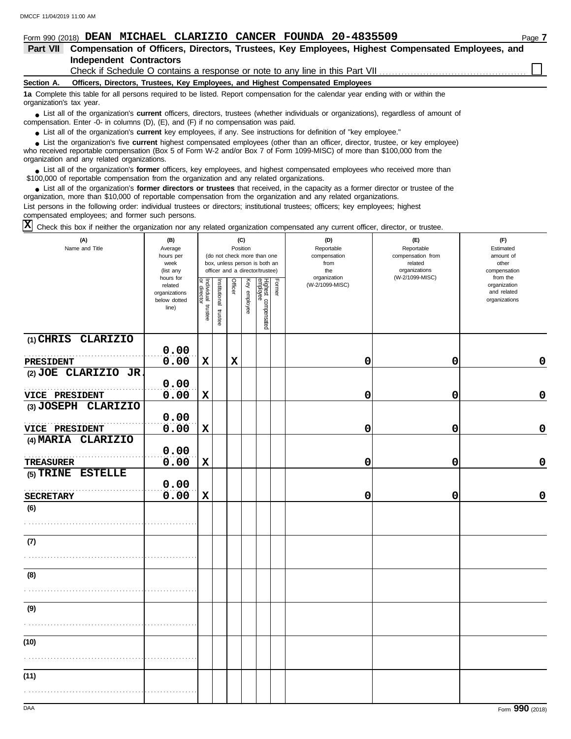Form 990 (2018) **DEAN MICHAEL CLARIZIO CANCER FOUNDA 20-4835509**

## Part VII Compensation of Officers, Directors, Trustees, Key Employees, Highest Compensated Employees, and Independent Contractors

Check if Schedule O contains a response or note to any line in this Part VII ☐

### Section A. Officers, Directors, Trustees, Key Employees, and Highest Compensated Employees

**1a** Complete this table for all persons required to be listed. Report compensation for the calendar year ending with or within the organization's tax year.

- List all of the organization's **current** officers, directors, trustees (whether individuals or organizations), regardless of amount of compensation. Enter -0- in columns (D), (E), and (F) if no compensation was paid.
- List all of the organization's **current** key employees, if any. See instructions for definition of "key employee."
- List the organization's five **current** highest compensated employees (other than an officer, director, trustee, or key employee) who received reportable compensation (Box 5 of Form W-2 and/or Box 7 of Form 1099-MISC) of more than $100,000 from the organization and any related organizations.
- List all of the organization's **former** officers, key employees, and highest compensated employees who received more than $100,000 of reportable compensation from the organization and any related organizations.
- List all of the organization's **former directors or trustees** that received, in the capacity as a former director or trustee of the organization, more than $10,000 of reportable compensation from the organization and any related organizations.

List persons in the following order: individual trustees or directors; institutional trustees; officers; key employees; highest compensated employees; and former such persons.

☒ Check this box if neither the organization nor any related organization compensated any current officer, director, or trustee.

| (A) Name and Title | (B) Average hours per week (list any hours for related organizations below dotted line) | (C) Position (do not check more than one box, unless person is both an officer and a director/trustee) | | | | | | (D) Reportable compensation from the organization (W-2/1099-MISC) | (E) Reportable compensation from related organizations (W-2/1099-MISC) | (F) Estimated amount of other compensation from the organization and related organizations |
|---|---|---|---|---|---|---|---|---|---|---|
| | | Individual trustee or director | Institutional trustee | Officer | Key employee | Highest compensated employee | Former | | | |
| (1) CHRIS CLARIZIO<br>PRESIDENT | 0.00<br>0.00 | X | | X | | | | 0 | 0 | 0 |
| (2) JOE CLARIZIO JR.<br>VICE PRESIDENT | 0.00<br>0.00 | X | | | | | | 0 | 0 | 0 |
| (3) JOSEPH CLARIZIO<br>VICE PRESIDENT | 0.00<br>0.00 | X | | | | | | 0 | 0 | 0 |
| (4) MARIA CLARIZIO<br>TREASURER | 0.00<br>0.00 | X | | | | | | 0 | 0 | 0 |
| (5) TRINE ESTELLE<br>SECRETARY | 0.00<br>0.00 | X | | | | | | 0 | 0 | 0 |
| (6) | | | | | | | | | | |
| (7) | | | | | | | | | | |
| (8) | | | | | | | | | | |
| (9) | | | | | | | | | | |
| (10) | | | | | | | | | | |
| (11) | | | | | | | | | | |

Form **990** (2018)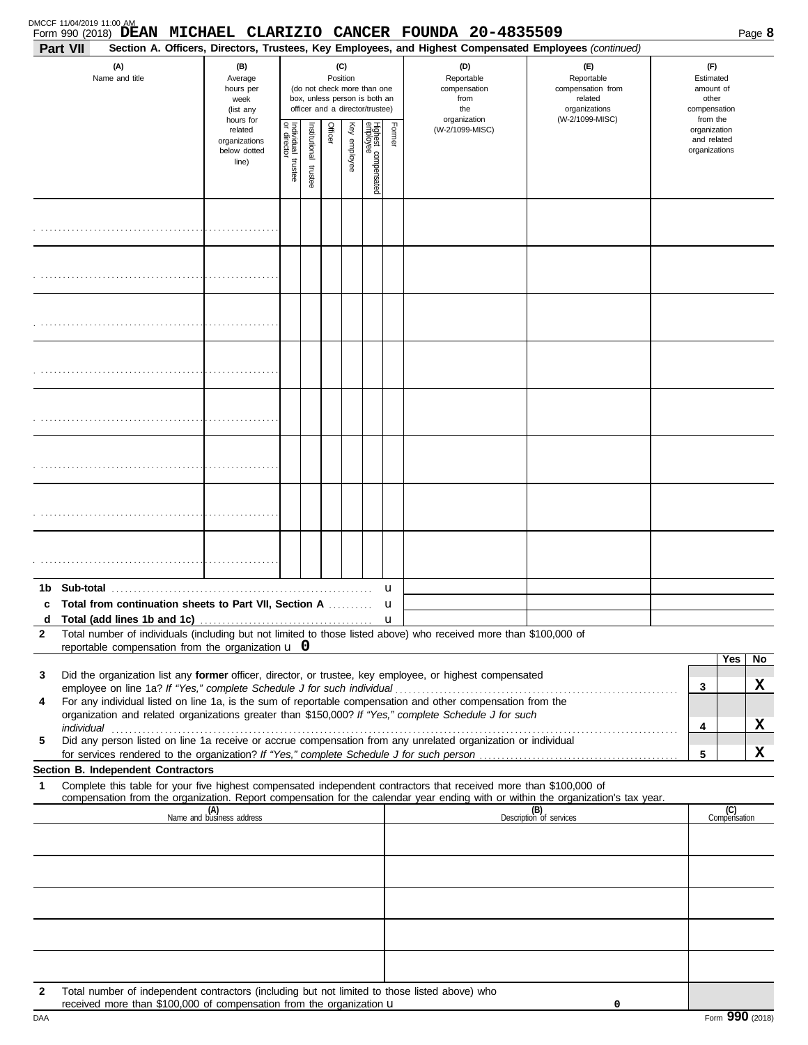DMCCF 11/04/2019 11:00 AM

Form 990 (2018) **DEAN MICHAEL CLARIZIO CANCER FOUNDA 20-4835509**

**Part VII** **Section A. Officers, Directors, Trustees, Key Employees, and Highest Compensated Employees** *(continued)*

| (A) Name and title | (B) Average hours per week (list any hours for related organizations below dotted line) | (C) Position (do not check more than one box, unless person is both an officer and a director/trustee) | | | | | | (D) Reportable compensation from the organization (W-2/1099-MISC) | (E) Reportable compensation from related organizations (W-2/1099-MISC) | (F) Estimated amount of other compensation from the organization and related organizations |
|---|---|---|---|---|---|---|---|---|---|---|
| | | Individual trustee or director | Institutional trustee | Officer | Key employee | Highest compensated employee | Former | | | |
| | | | | | | | | | | |
| | | | | | | | | | | |
| | | | | | | | | | | |
| | | | | | | | | | | |
| | | | | | | | | | | |
| | | | | | | | | | | |
| | | | | | | | | | | |
| | | | | | | | | | | |

**1b Sub-total** u

**c Total from continuation sheets to Part VII, Section A** u

**d Total (add lines 1b and 1c)** u

**2** Total number of individuals (including but not limited to those listed above) who received more than $100,000 of reportable compensation from the organization u **0**

| | | | Yes | No |
|---|---|---|---|---|
| **3** | Did the organization list any **former** officer, director, or trustee, key employee, or highest compensated employee on line 1a? *If "Yes," complete Schedule J for such individual* | 3 | | X |
| **4** | For any individual listed on line 1a, is the sum of reportable compensation and other compensation from the organization and related organizations greater than $150,000? *If "Yes," complete Schedule J for such individual* | 4 | | X |
| **5** | Did any person listed on line 1a receive or accrue compensation from any unrelated organization or individual for services rendered to the organization? *If "Yes," complete Schedule J for such person* | 5 | | X |

**Section B. Independent Contractors**

**1** Complete this table for your five highest compensated independent contractors that received more than $100,000 of compensation from the organization. Report compensation for the calendar year ending with or within the organization's tax year.

| (A) Name and business address | (B) Description of services | (C) Compensation |
|---|---|---|
| | | |
| | | |
| | | |
| | | |
| | | |

**2** Total number of independent contractors (including but not limited to those listed above) who received more than $100,000 of compensation from the organization u **0**

DAA Form **990** (2018)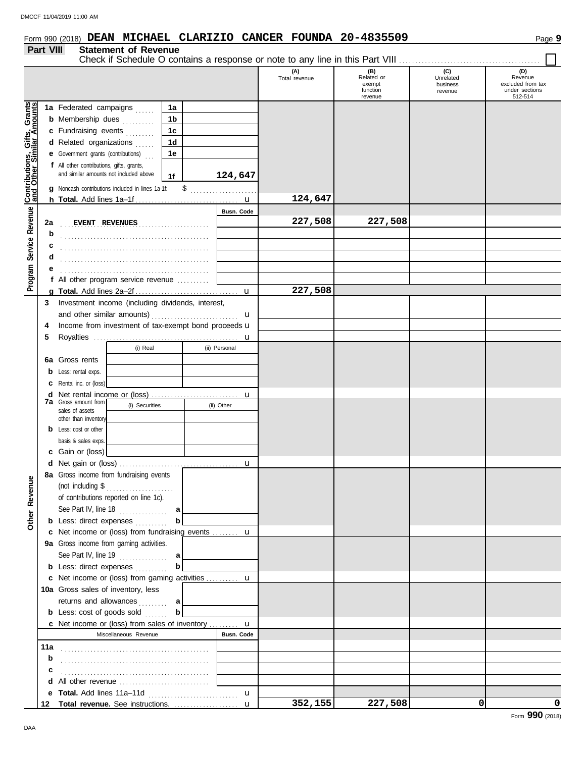Form 990 (2018) **DEAN MICHAEL CLARIZIO CANCER FOUNDA 20-4835509** Page **9**

## Part VIII Statement of Revenue

Check if Schedule O contains a response or note to any line in this Part VIII ☐

| | | | (A) Total revenue | (B) Related or exempt function revenue | (C) Unrelated business revenue | (D) Revenue excluded from tax under sections 512-514 |
|---|---|---|---|---|---|---|
| **Contributions, Gifts, Grants and Other Similar Amounts** | 1a Federated campaigns | 1a | | | | |
| | b Membership dues | 1b | | | | |
| | c Fundraising events | 1c | | | | |
| | d Related organizations | 1d | | | | |
| | e Government grants (contributions) | 1e | | | | |
| | f All other contributions, gifts, grants, and similar amounts not included above | 1f 124,647 | | | | |
| | g Noncash contributions included in lines 1a-1f: $ | | | | | |
| | h **Total.** Add lines 1a–1f | u | 124,647 | | | |
| **Program Service Revenue** | | Busn. Code | | | | |
| | 2a EVENT REVENUES | | 227,508 | 227,508 | | |
| | b | | | | | |
| | c | | | | | |
| | d | | | | | |
| | e | | | | | |
| | f All other program service revenue | | | | | |
| | g **Total.** Add lines 2a–2f | u | 227,508 | | | |
| **Other Revenue** | 3 Investment income (including dividends, interest, and other similar amounts) | u | | | | |
| | 4 Income from investment of tax-exempt bond proceeds | u | | | | |
| | 5 Royalties | u | | | | |
| | | (i) Real / (ii) Personal | | | | |
| | 6a Gross rents | | | | | |
| | b Less: rental exps. | | | | | |
| | c Rental inc. or (loss) | | | | | |
| | d Net rental income or (loss) | u | | | | |
| | | (i) Securities / (ii) Other | | | | |
| | 7a Gross amount from sales of assets other than inventory | | | | | |
| | b Less: cost or other basis & sales exps. | | | | | |
| | c Gain or (loss) | | | | | |
| | d Net gain or (loss) | u | | | | |
| | 8a Gross income from fundraising events (not including $ of contributions reported on line 1c). See Part IV, line 18 | a | | | | |
| | b Less: direct expenses | b | | | | |
| | c Net income or (loss) from fundraising events | u | | | | |
| | 9a Gross income from gaming activities. See Part IV, line 19 | a | | | | |
| | b Less: direct expenses | b | | | | |
| | c Net income or (loss) from gaming activities | u | | | | |
| | 10a Gross sales of inventory, less returns and allowances | a | | | | |
| | b Less: cost of goods sold | b | | | | |
| | c Net income or (loss) from sales of inventory | u | | | | |
| | Miscellaneous Revenue | Busn. Code | | | | |
| | 11a | | | | | |
| | b | | | | | |
| | c | | | | | |
| | d All other revenue | | | | | |
| | e **Total.** Add lines 11a–11d | u | | | | |
| | 12 **Total revenue.** See instructions. | u | 352,155 | 227,508 | 0 | 0 |

Form **990** (2018)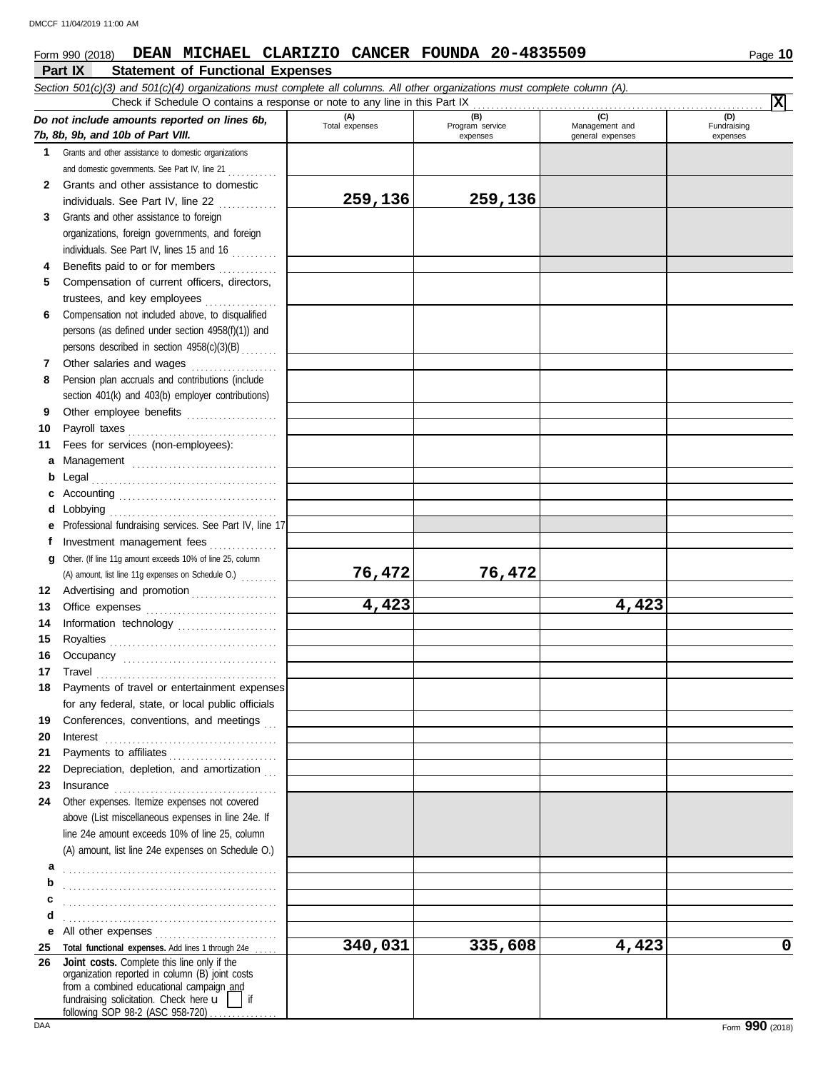DMCCF 11/04/2019 11:00 AM

Form 990 (2018) **DEAN MICHAEL CLARIZIO CANCER FOUNDA 20-4835509** Page **10**

## Part IX Statement of Functional Expenses

*Section 501(c)(3) and 501(c)(4) organizations must complete all columns. All other organizations must complete column (A).*

Check if Schedule O contains a response or note to any line in this Part IX . . . . . . . . . . **X**

| *Do not include amounts reported on lines 6b, 7b, 8b, 9b, and 10b of Part VIII.* | (A) Total expenses | (B) Program service expenses | (C) Management and general expenses | (D) Fundraising expenses |
|---|---|---|---|---|
| **1** Grants and other assistance to domestic organizations and domestic governments. See Part IV, line 21 | | | | |
| **2** Grants and other assistance to domestic individuals. See Part IV, line 22 | 259,136 | 259,136 | | |
| **3** Grants and other assistance to foreign organizations, foreign governments, and foreign individuals. See Part IV, lines 15 and 16 | | | | |
| **4** Benefits paid to or for members | | | | |
| **5** Compensation of current officers, directors, trustees, and key employees | | | | |
| **6** Compensation not included above, to disqualified persons (as defined under section 4958(f)(1)) and persons described in section 4958(c)(3)(B) | | | | |
| **7** Other salaries and wages | | | | |
| **8** Pension plan accruals and contributions (include section 401(k) and 403(b) employer contributions) | | | | |
| **9** Other employee benefits | | | | |
| **10** Payroll taxes | | | | |
| **11** Fees for services (non-employees): | | | | |
| **a** Management | | | | |
| **b** Legal | | | | |
| **c** Accounting | | | | |
| **d** Lobbying | | | | |
| **e** Professional fundraising services. See Part IV, line 17 | | | | |
| **f** Investment management fees | | | | |
| **g** Other. (If line 11g amount exceeds 10% of line 25, column (A) amount, list line 11g expenses on Schedule O.) | 76,472 | 76,472 | | |
| **12** Advertising and promotion | | | | |
| **13** Office expenses | 4,423 | | 4,423 | |
| **14** Information technology | | | | |
| **15** Royalties | | | | |
| **16** Occupancy | | | | |
| **17** Travel | | | | |
| **18** Payments of travel or entertainment expenses for any federal, state, or local public officials | | | | |
| **19** Conferences, conventions, and meetings | | | | |
| **20** Interest | | | | |
| **21** Payments to affiliates | | | | |
| **22** Depreciation, depletion, and amortization | | | | |
| **23** Insurance | | | | |
| **24** Other expenses. Itemize expenses not covered above (List miscellaneous expenses in line 24e. If line 24e amount exceeds 10% of line 25, column (A) amount, list line 24e expenses on Schedule O.) | | | | |
| **a** | | | | |
| **b** | | | | |
| **c** | | | | |
| **d** | | | | |
| **e** All other expenses | | | | |
| **25** **Total functional expenses.** Add lines 1 through 24e | 340,031 | 335,608 | 4,423 | 0 |
| **26** **Joint costs.** Complete this line only if the organization reported in column (B) joint costs from a combined educational campaign and fundraising solicitation. Check here ☐ if following SOP 98-2 (ASC 958-720) | | | | |

DAA Form **990** (2018)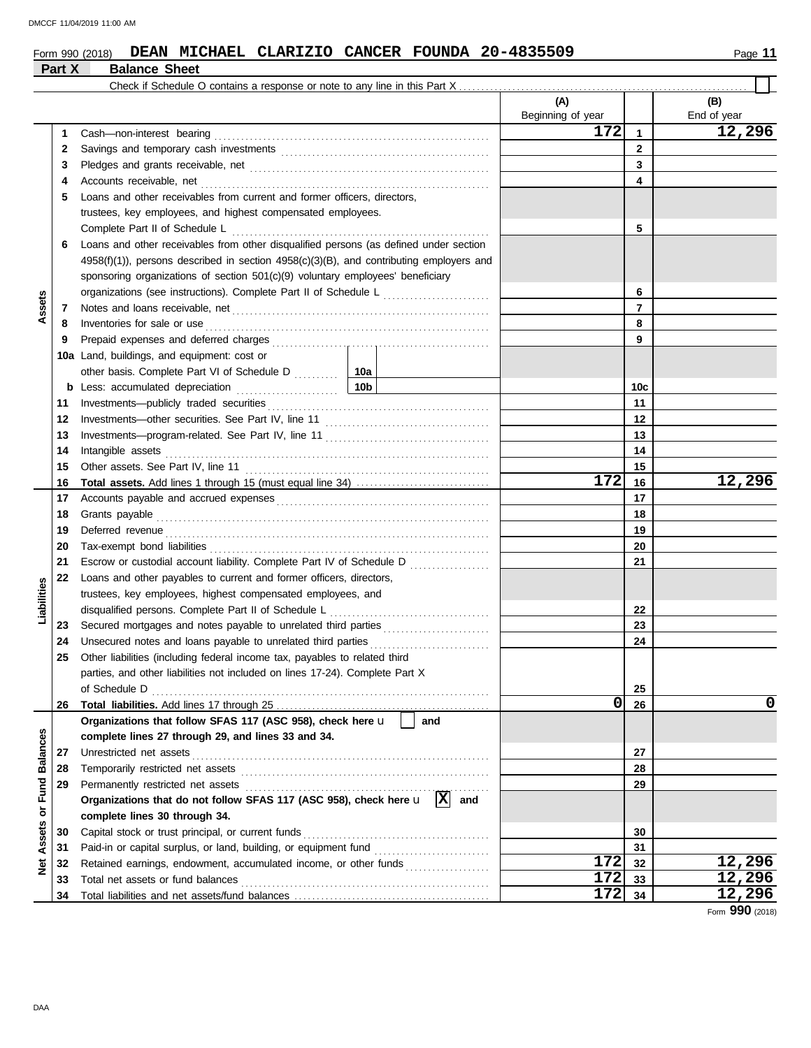DMCCF 11/04/2019 11:00 AM

Form 990 (2018) **DEAN MICHAEL CLARIZIO CANCER FOUNDA 20-4835509** Page **11**

## Part X Balance Sheet

Check if Schedule O contains a response or note to any line in this Part X ☐

| Section | Line | Description | (A) Beginning of year | | (B) End of year |
|---|---|---|---|---|---|
| Assets | 1 | Cash—non-interest bearing | 172 | 1 | 12,296 |
| | 2 | Savings and temporary cash investments | | 2 | |
| | 3 | Pledges and grants receivable, net | | 3 | |
| | 4 | Accounts receivable, net | | 4 | |
| | 5 | Loans and other receivables from current and former officers, directors, trustees, key employees, and highest compensated employees. Complete Part II of Schedule L | | 5 | |
| | 6 | Loans and other receivables from other disqualified persons (as defined under section 4958(f)(1)), persons described in section 4958(c)(3)(B), and contributing employers and sponsoring organizations of section 501(c)(9) voluntary employees' beneficiary organizations (see instructions). Complete Part II of Schedule L | | 6 | |
| | 7 | Notes and loans receivable, net | | 7 | |
| | 8 | Inventories for sale or use | | 8 | |
| | 9 | Prepaid expenses and deferred charges | | 9 | |
| | 10a | Land, buildings, and equipment: cost or other basis. Complete Part VI of Schedule D — 10a | | | |
| | b | Less: accumulated depreciation — 10b | | 10c | |
| | 11 | Investments—publicly traded securities | | 11 | |
| | 12 | Investments—other securities. See Part IV, line 11 | | 12 | |
| | 13 | Investments—program-related. See Part IV, line 11 | | 13 | |
| | 14 | Intangible assets | | 14 | |
| | 15 | Other assets. See Part IV, line 11 | | 15 | |
| | 16 | **Total assets.** Add lines 1 through 15 (must equal line 34) | 172 | 16 | 12,296 |
| Liabilities | 17 | Accounts payable and accrued expenses | | 17 | |
| | 18 | Grants payable | | 18 | |
| | 19 | Deferred revenue | | 19 | |
| | 20 | Tax-exempt bond liabilities | | 20 | |
| | 21 | Escrow or custodial account liability. Complete Part IV of Schedule D | | 21 | |
| | 22 | Loans and other payables to current and former officers, directors, trustees, key employees, highest compensated employees, and disqualified persons. Complete Part II of Schedule L | | 22 | |
| | 23 | Secured mortgages and notes payable to unrelated third parties | | 23 | |
| | 24 | Unsecured notes and loans payable to unrelated third parties | | 24 | |
| | 25 | Other liabilities (including federal income tax, payables to related third parties, and other liabilities not included on lines 17-24). Complete Part X of Schedule D | | 25 | |
| | 26 | **Total liabilities.** Add lines 17 through 25 | 0 | 26 | 0 |
| Net Assets or Fund Balances | | **Organizations that follow SFAS 117 (ASC 958), check here** ☐ **and complete lines 27 through 29, and lines 33 and 34.** | | | |
| | 27 | Unrestricted net assets | | 27 | |
| | 28 | Temporarily restricted net assets | | 28 | |
| | 29 | Permanently restricted net assets | | 29 | |
| | | **Organizations that do not follow SFAS 117 (ASC 958), check here** ☒ **and complete lines 30 through 34.** | | | |
| | 30 | Capital stock or trust principal, or current funds | | 30 | |
| | 31 | Paid-in or capital surplus, or land, building, or equipment fund | | 31 | |
| | 32 | Retained earnings, endowment, accumulated income, or other funds | 172 | 32 | 12,296 |
| | 33 | Total net assets or fund balances | 172 | 33 | 12,296 |
| | 34 | Total liabilities and net assets/fund balances | 172 | 34 | 12,296 |

Form **990** (2018)

DAA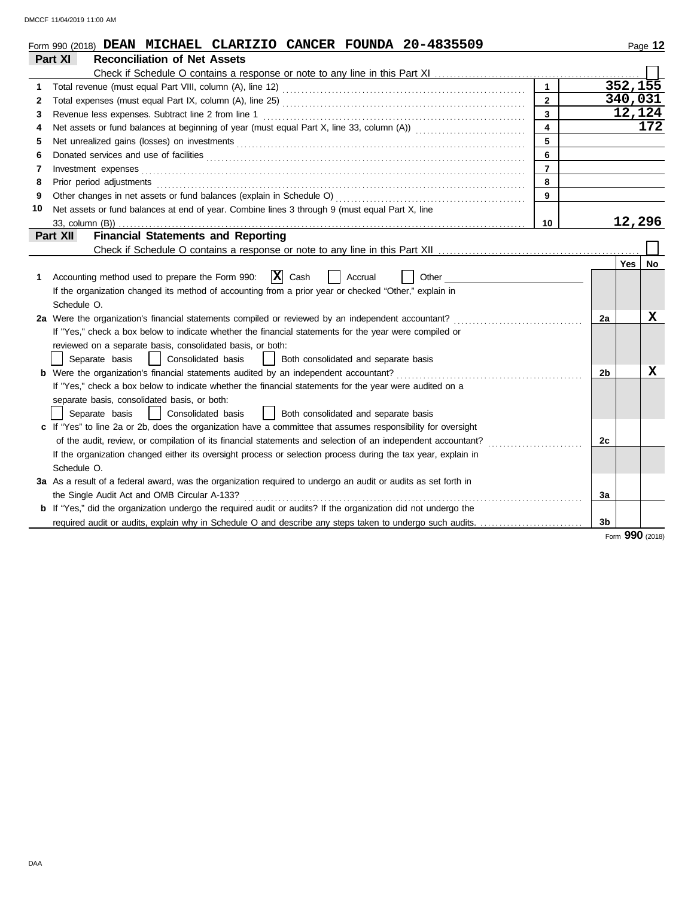Form 990 (2018) **DEAN MICHAEL CLARIZIO CANCER FOUNDA 20-4835509**

## Part XI — Reconciliation of Net Assets

Check if Schedule O contains a response or note to any line in this Part XI ☐

| | | | |
|---|---|---|---|
| 1 | Total revenue (must equal Part VIII, column (A), line 12) | 1 | 352,155 |
| 2 | Total expenses (must equal Part IX, column (A), line 25) | 2 | 340,031 |
| 3 | Revenue less expenses. Subtract line 2 from line 1 | 3 | 12,124 |
| 4 | Net assets or fund balances at beginning of year (must equal Part X, line 33, column (A)) | 4 | 172 |
| 5 | Net unrealized gains (losses) on investments | 5 | |
| 6 | Donated services and use of facilities | 6 | |
| 7 | Investment expenses | 7 | |
| 8 | Prior period adjustments | 8 | |
| 9 | Other changes in net assets or fund balances (explain in Schedule O) | 9 | |
| 10 | Net assets or fund balances at end of year. Combine lines 3 through 9 (must equal Part X, line 33, column (B)) | 10 | 12,296 |

## Part XII — Financial Statements and Reporting

Check if Schedule O contains a response or note to any line in this Part XII ☐

| | | | Yes | No |
|---|---|---|---|---|
| 1 | Accounting method used to prepare the Form 990: ☒ Cash ☐ Accrual ☐ Other<br>If the organization changed its method of accounting from a prior year or checked "Other," explain in Schedule O. | | | |
| 2a | Were the organization's financial statements compiled or reviewed by an independent accountant?<br>If "Yes," check a box below to indicate whether the financial statements for the year were compiled or reviewed on a separate basis, consolidated basis, or both:<br>☐ Separate basis ☐ Consolidated basis ☐ Both consolidated and separate basis | 2a | | X |
| b | Were the organization's financial statements audited by an independent accountant?<br>If "Yes," check a box below to indicate whether the financial statements for the year were audited on a separate basis, consolidated basis, or both:<br>☐ Separate basis ☐ Consolidated basis ☐ Both consolidated and separate basis | 2b | | X |
| c | If "Yes" to line 2a or 2b, does the organization have a committee that assumes responsibility for oversight of the audit, review, or compilation of its financial statements and selection of an independent accountant?<br>If the organization changed either its oversight process or selection process during the tax year, explain in Schedule O. | 2c | | |
| 3a | As a result of a federal award, was the organization required to undergo an audit or audits as set forth in the Single Audit Act and OMB Circular A-133? | 3a | | |
| b | If "Yes," did the organization undergo the required audit or audits? If the organization did not undergo the required audit or audits, explain why in Schedule O and describe any steps taken to undergo such audits. | 3b | | |

Form **990** (2018)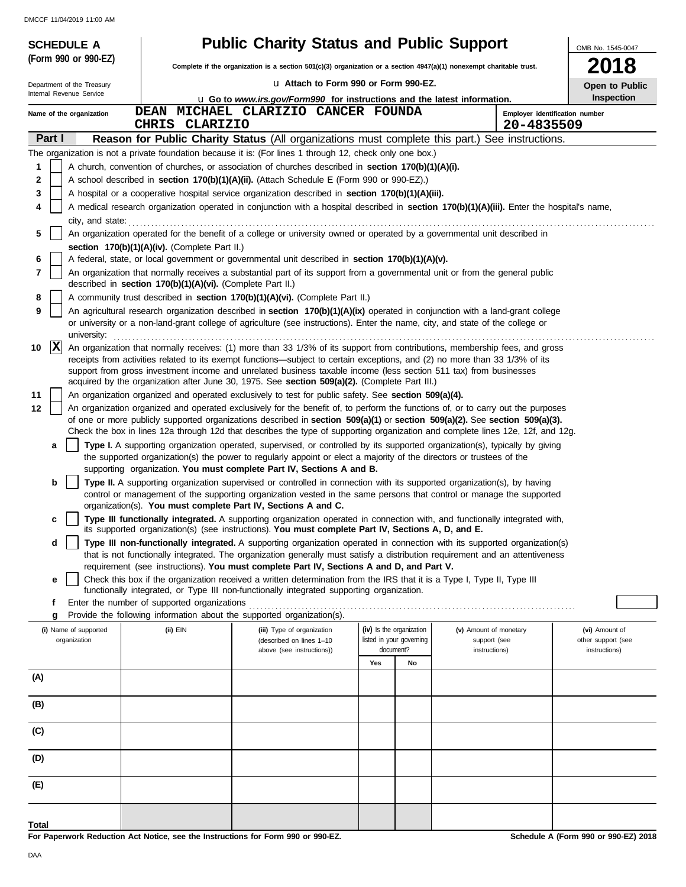DMCCF 11/04/2019 11:00 AM

**SCHEDULE A (Form 990 or 990-EZ)**

Department of the Treasury
Internal Revenue Service

# Public Charity Status and Public Support

**Complete if the organization is a section 501(c)(3) organization or a section 4947(a)(1) nonexempt charitable trust.**

u **Attach to Form 990 or Form 990-EZ.**

u **Go to *www.irs.gov/Form990* for instructions and the latest information.**

OMB No. 1545-0047

**2018**

**Open to Public Inspection**

Name of the organization: DEAN MICHAEL CLARIZIO CANCER FOUNDA CHRIS CLARIZIO

Employer identification number: 20-4835509

**Part I — Reason for Public Charity Status** (All organizations must complete this part.) See instructions.

The organization is not a private foundation because it is: (For lines 1 through 12, check only one box.)

1. [ ] A church, convention of churches, or association of churches described in **section 170(b)(1)(A)(i).**
2. [ ] A school described in **section 170(b)(1)(A)(ii).** (Attach Schedule E (Form 990 or 990-EZ).)
3. [ ] A hospital or a cooperative hospital service organization described in **section 170(b)(1)(A)(iii).**
4. [ ] A medical research organization operated in conjunction with a hospital described in **section 170(b)(1)(A)(iii).** Enter the hospital's name, city, and state:
5. [ ] An organization operated for the benefit of a college or university owned or operated by a governmental unit described in **section 170(b)(1)(A)(iv).** (Complete Part II.)
6. [ ] A federal, state, or local government or governmental unit described in **section 170(b)(1)(A)(v).**
7. [ ] An organization that normally receives a substantial part of its support from a governmental unit or from the general public described in **section 170(b)(1)(A)(vi).** (Complete Part II.)
8. [ ] A community trust described in **section 170(b)(1)(A)(vi).** (Complete Part II.)
9. [ ] An agricultural research organization described in **section 170(b)(1)(A)(ix)** operated in conjunction with a land-grant college or university or a non-land-grant college of agriculture (see instructions). Enter the name, city, and state of the college or university:
10. [X] An organization that normally receives: (1) more than 33 1/3% of its support from contributions, membership fees, and gross receipts from activities related to its exempt functions—subject to certain exceptions, and (2) no more than 33 1/3% of its support from gross investment income and unrelated business taxable income (less section 511 tax) from businesses acquired by the organization after June 30, 1975. See **section 509(a)(2).** (Complete Part III.)
11. [ ] An organization organized and operated exclusively to test for public safety. See **section 509(a)(4).**
12. [ ] An organization organized and operated exclusively for the benefit of, to perform the functions of, or to carry out the purposes of one or more publicly supported organizations described in **section 509(a)(1)** or **section 509(a)(2).** See **section 509(a)(3).** Check the box in lines 12a through 12d that describes the type of supporting organization and complete lines 12e, 12f, and 12g.
   - a [ ] **Type I.** A supporting organization operated, supervised, or controlled by its supported organization(s), typically by giving the supported organization(s) the power to regularly appoint or elect a majority of the directors or trustees of the supporting organization. **You must complete Part IV, Sections A and B.**
   - b [ ] **Type II.** A supporting organization supervised or controlled in connection with its supported organization(s), by having control or management of the supporting organization vested in the same persons that control or manage the supported organization(s). **You must complete Part IV, Sections A and C.**
   - c [ ] **Type III functionally integrated.** A supporting organization operated in connection with, and functionally integrated with, its supported organization(s) (see instructions). **You must complete Part IV, Sections A, D, and E.**
   - d [ ] **Type III non-functionally integrated.** A supporting organization operated in connection with its supported organization(s) that is not functionally integrated. The organization generally must satisfy a distribution requirement and an attentiveness requirement (see instructions). **You must complete Part IV, Sections A and D, and Part V.**
   - e [ ] Check this box if the organization received a written determination from the IRS that it is a Type I, Type II, Type III functionally integrated, or Type III non-functionally integrated supporting organization.
   - f Enter the number of supported organizations
   - g Provide the following information about the supported organization(s).

| (i) Name of supported organization | (ii) EIN | (iii) Type of organization (described on lines 1–10 above (see instructions)) | (iv) Is the organization listed in your governing document? Yes | No | (v) Amount of monetary support (see instructions) | (vi) Amount of other support (see instructions) |
|---|---|---|---|---|---|---|
| (A) | | | | | | |
| (B) | | | | | | |
| (C) | | | | | | |
| (D) | | | | | | |
| (E) | | | | | | |
| **Total** | | | | | | |

**For Paperwork Reduction Act Notice, see the Instructions for Form 990 or 990-EZ.**

**Schedule A (Form 990 or 990-EZ) 2018**

DAA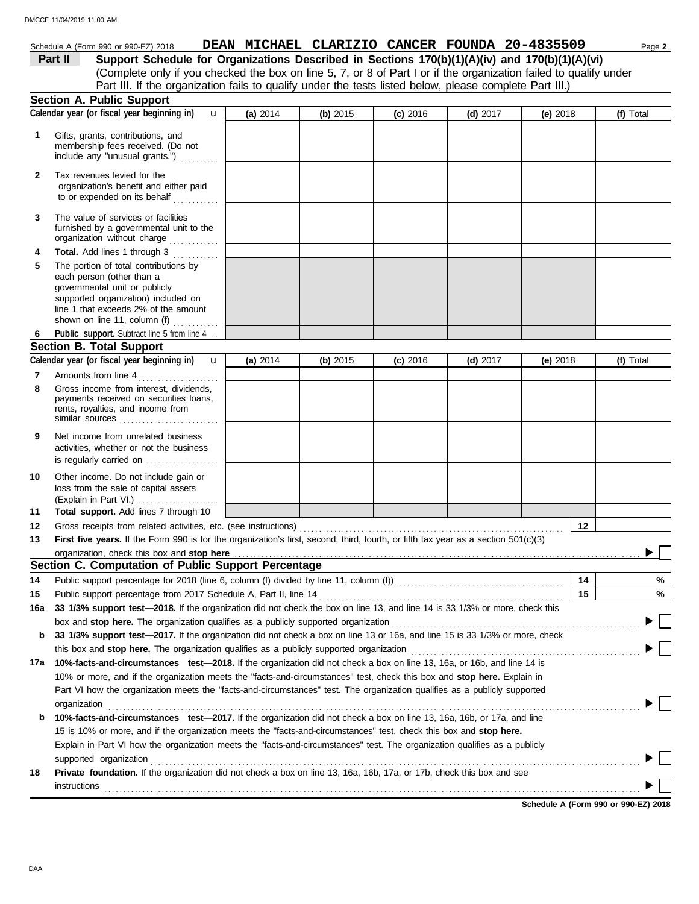Schedule A (Form 990 or 990-EZ) 2018 **DEAN MICHAEL CLARIZIO CANCER FOUNDA 20-4835509**

**Part II** **Support Schedule for Organizations Described in Sections 170(b)(1)(A)(iv) and 170(b)(1)(A)(vi)**
(Complete only if you checked the box on line 5, 7, or 8 of Part I or if the organization failed to qualify under Part III. If the organization fails to qualify under the tests listed below, please complete Part III.)

## Section A. Public Support

| Calendar year (or fiscal year beginning in) | (a) 2014 | (b) 2015 | (c) 2016 | (d) 2017 | (e) 2018 | (f) Total |
|---|---|---|---|---|---|---|
| 1 Gifts, grants, contributions, and membership fees received. (Do not include any "unusual grants.") | | | | | | |
| 2 Tax revenues levied for the organization's benefit and either paid to or expended on its behalf | | | | | | |
| 3 The value of services or facilities furnished by a governmental unit to the organization without charge | | | | | | |
| 4 **Total.** Add lines 1 through 3 | | | | | | |
| 5 The portion of total contributions by each person (other than a governmental unit or publicly supported organization) included on line 1 that exceeds 2% of the amount shown on line 11, column (f) | | | | | | |
| 6 **Public support.** Subtract line 5 from line 4 | | | | | | |

## Section B. Total Support

| Calendar year (or fiscal year beginning in) | (a) 2014 | (b) 2015 | (c) 2016 | (d) 2017 | (e) 2018 | (f) Total |
|---|---|---|---|---|---|---|
| 7 Amounts from line 4 | | | | | | |
| 8 Gross income from interest, dividends, payments received on securities loans, rents, royalties, and income from similar sources | | | | | | |
| 9 Net income from unrelated business activities, whether or not the business is regularly carried on | | | | | | |
| 10 Other income. Do not include gain or loss from the sale of capital assets (Explain in Part VI.) | | | | | | |
| 11 **Total support.** Add lines 7 through 10 | | | | | | |

12 Gross receipts from related activities, etc. (see instructions) **12**

13 **First five years.** If the Form 990 is for the organization's first, second, third, fourth, or fifth tax year as a section 501(c)(3) organization, check this box and **stop here** ☐

## Section C. Computation of Public Support Percentage

14 Public support percentage for 2018 (line 6, column (f) divided by line 11, column (f)) **14** %

15 Public support percentage from 2017 Schedule A, Part II, line 14 **15** %

16a **33 1/3% support test—2018.** If the organization did not check the box on line 13, and line 14 is 33 1/3% or more, check this box and **stop here.** The organization qualifies as a publicly supported organization ☐

b **33 1/3% support test—2017.** If the organization did not check a box on line 13 or 16a, and line 15 is 33 1/3% or more, check this box and **stop here.** The organization qualifies as a publicly supported organization ☐

17a **10%-facts-and-circumstances test—2018.** If the organization did not check a box on line 13, 16a, or 16b, and line 14 is 10% or more, and if the organization meets the "facts-and-circumstances" test, check this box and **stop here.** Explain in Part VI how the organization meets the "facts-and-circumstances" test. The organization qualifies as a publicly supported organization ☐

b **10%-facts-and-circumstances test—2017.** If the organization did not check a box on line 13, 16a, 16b, or 17a, and line 15 is 10% or more, and if the organization meets the "facts-and-circumstances" test, check this box and **stop here.** Explain in Part VI how the organization meets the "facts-and-circumstances" test. The organization qualifies as a publicly supported organization ☐

18 **Private foundation.** If the organization did not check a box on line 13, 16a, 16b, 17a, or 17b, check this box and see instructions ☐

**Schedule A (Form 990 or 990-EZ) 2018**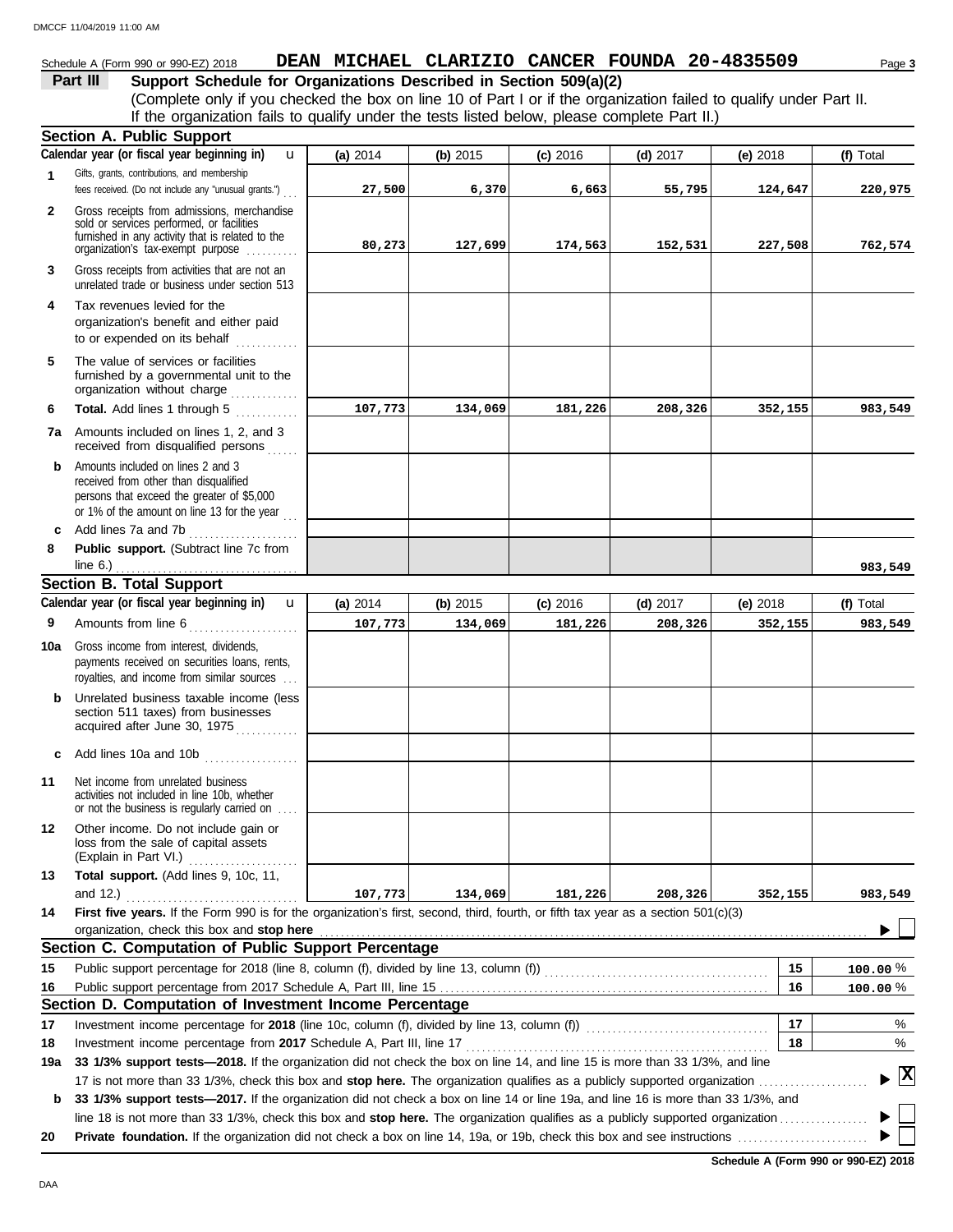Schedule A (Form 990 or 990-EZ) 2018 **DEAN MICHAEL CLARIZIO CANCER FOUNDA 20-4835509**

**Part III Support Schedule for Organizations Described in Section 509(a)(2)**

(Complete only if you checked the box on line 10 of Part I or if the organization failed to qualify under Part II. If the organization fails to qualify under the tests listed below, please complete Part II.)

## Section A. Public Support

| | Calendar year (or fiscal year beginning in) | (a) 2014 | (b) 2015 | (c) 2016 | (d) 2017 | (e) 2018 | (f) Total |
|---|---|---|---|---|---|---|---|
| 1 | Gifts, grants, contributions, and membership fees received. (Do not include any "unusual grants.") | 27,500 | 6,370 | 6,663 | 55,795 | 124,647 | 220,975 |
| 2 | Gross receipts from admissions, merchandise sold or services performed, or facilities furnished in any activity that is related to the organization's tax-exempt purpose | 80,273 | 127,699 | 174,563 | 152,531 | 227,508 | 762,574 |
| 3 | Gross receipts from activities that are not an unrelated trade or business under section 513 | | | | | | |
| 4 | Tax revenues levied for the organization's benefit and either paid to or expended on its behalf | | | | | | |
| 5 | The value of services or facilities furnished by a governmental unit to the organization without charge | | | | | | |
| 6 | **Total.** Add lines 1 through 5 | 107,773 | 134,069 | 181,226 | 208,326 | 352,155 | 983,549 |
| 7a | Amounts included on lines 1, 2, and 3 received from disqualified persons | | | | | | |
| b | Amounts included on lines 2 and 3 received from other than disqualified persons that exceed the greater of $5,000 or 1% of the amount on line 13 for the year | | | | | | |
| c | Add lines 7a and 7b | | | | | | |
| 8 | **Public support.** (Subtract line 7c from line 6.) | | | | | | 983,549 |

## Section B. Total Support

| | Calendar year (or fiscal year beginning in) | (a) 2014 | (b) 2015 | (c) 2016 | (d) 2017 | (e) 2018 | (f) Total |
|---|---|---|---|---|---|---|---|
| 9 | Amounts from line 6 | 107,773 | 134,069 | 181,226 | 208,326 | 352,155 | 983,549 |
| 10a | Gross income from interest, dividends, payments received on securities loans, rents, royalties, and income from similar sources | | | | | | |
| b | Unrelated business taxable income (less section 511 taxes) from businesses acquired after June 30, 1975 | | | | | | |
| c | Add lines 10a and 10b | | | | | | |
| 11 | Net income from unrelated business activities not included in line 10b, whether or not the business is regularly carried on | | | | | | |
| 12 | Other income. Do not include gain or loss from the sale of capital assets (Explain in Part VI.) | | | | | | |
| 13 | **Total support.** (Add lines 9, 10c, 11, and 12.) | 107,773 | 134,069 | 181,226 | 208,326 | 352,155 | 983,549 |

**14** **First five years.** If the Form 990 is for the organization's first, second, third, fourth, or fifth tax year as a section 501(c)(3) organization, check this box and **stop here** ☐

## Section C. Computation of Public Support Percentage

| | | | |
|---|---|---|---|
| 15 | Public support percentage for 2018 (line 8, column (f), divided by line 13, column (f)) | 15 | 100.00 % |
| 16 | Public support percentage from 2017 Schedule A, Part III, line 15 | 16 | 100.00 % |

## Section D. Computation of Investment Income Percentage

| | | | |
|---|---|---|---|
| 17 | Investment income percentage for **2018** (line 10c, column (f), divided by line 13, column (f)) | 17 | % |
| 18 | Investment income percentage from **2017** Schedule A, Part III, line 17 | 18 | % |

**19a** **33 1/3% support tests—2018.** If the organization did not check the box on line 14, and line 15 is more than 33 1/3%, and line 17 is not more than 33 1/3%, check this box and **stop here.** The organization qualifies as a publicly supported organization ☒

**b** **33 1/3% support tests—2017.** If the organization did not check a box on line 14 or line 19a, and line 16 is more than 33 1/3%, and line 18 is not more than 33 1/3%, check this box and **stop here.** The organization qualifies as a publicly supported organization ☐

**20** **Private foundation.** If the organization did not check a box on line 14, 19a, or 19b, check this box and see instructions ☐

**Schedule A (Form 990 or 990-EZ) 2018**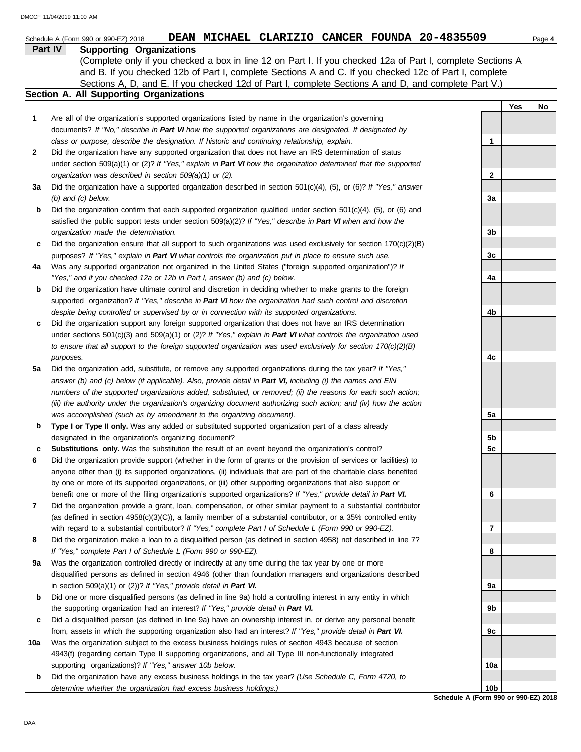Schedule A (Form 990 or 990-EZ) 2018 **DEAN MICHAEL CLARIZIO CANCER FOUNDA 20-4835509**

## Part IV Supporting Organizations

(Complete only if you checked a box in line 12 on Part I. If you checked 12a of Part I, complete Sections A and B. If you checked 12b of Part I, complete Sections A and C. If you checked 12c of Part I, complete Sections A, D, and E. If you checked 12d of Part I, complete Sections A and D, and complete Part V.)

### Section A. All Supporting Organizations

| | | | Yes | No |
|---|---|---|---|---|
| **1** | Are all of the organization's supported organizations listed by name in the organization's governing documents? *If "No," describe in **Part VI** how the supported organizations are designated. If designated by class or purpose, describe the designation. If historic and continuing relationship, explain.* | **1** | | |
| **2** | Did the organization have any supported organization that does not have an IRS determination of status under section 509(a)(1) or (2)? *If "Yes," explain in **Part VI** how the organization determined that the supported organization was described in section 509(a)(1) or (2).* | **2** | | |
| **3a** | Did the organization have a supported organization described in section 501(c)(4), (5), or (6)? *If "Yes," answer (b) and (c) below.* | **3a** | | |
| **b** | Did the organization confirm that each supported organization qualified under section 501(c)(4), (5), or (6) and satisfied the public support tests under section 509(a)(2)? *If "Yes," describe in **Part VI** when and how the organization made the determination.* | **3b** | | |
| **c** | Did the organization ensure that all support to such organizations was used exclusively for section 170(c)(2)(B) purposes? *If "Yes," explain in **Part VI** what controls the organization put in place to ensure such use.* | **3c** | | |
| **4a** | Was any supported organization not organized in the United States ("foreign supported organization")? *If "Yes," and if you checked 12a or 12b in Part I, answer (b) and (c) below.* | **4a** | | |
| **b** | Did the organization have ultimate control and discretion in deciding whether to make grants to the foreign supported organization? *If "Yes," describe in **Part VI** how the organization had such control and discretion despite being controlled or supervised by or in connection with its supported organizations.* | **4b** | | |
| **c** | Did the organization support any foreign supported organization that does not have an IRS determination under sections 501(c)(3) and 509(a)(1) or (2)? *If "Yes," explain in **Part VI** what controls the organization used to ensure that all support to the foreign supported organization was used exclusively for section 170(c)(2)(B) purposes.* | **4c** | | |
| **5a** | Did the organization add, substitute, or remove any supported organizations during the tax year? *If "Yes," answer (b) and (c) below (if applicable). Also, provide detail in **Part VI,** including (i) the names and EIN numbers of the supported organizations added, substituted, or removed; (ii) the reasons for each such action; (iii) the authority under the organization's organizing document authorizing such action; and (iv) how the action was accomplished (such as by amendment to the organizing document).* | **5a** | | |
| **b** | **Type I or Type II only.** Was any added or substituted supported organization part of a class already designated in the organization's organizing document? | **5b** | | |
| **c** | **Substitutions only.** Was the substitution the result of an event beyond the organization's control? | **5c** | | |
| **6** | Did the organization provide support (whether in the form of grants or the provision of services or facilities) to anyone other than (i) its supported organizations, (ii) individuals that are part of the charitable class benefited by one or more of its supported organizations, or (iii) other supporting organizations that also support or benefit one or more of the filing organization's supported organizations? *If "Yes," provide detail in **Part VI.*** | **6** | | |
| **7** | Did the organization provide a grant, loan, compensation, or other similar payment to a substantial contributor (as defined in section 4958(c)(3)(C)), a family member of a substantial contributor, or a 35% controlled entity with regard to a substantial contributor? *If "Yes," complete Part I of Schedule L (Form 990 or 990-EZ).* | **7** | | |
| **8** | Did the organization make a loan to a disqualified person (as defined in section 4958) not described in line 7? *If "Yes," complete Part I of Schedule L (Form 990 or 990-EZ).* | **8** | | |
| **9a** | Was the organization controlled directly or indirectly at any time during the tax year by one or more disqualified persons as defined in section 4946 (other than foundation managers and organizations described in section 509(a)(1) or (2))? *If "Yes," provide detail in **Part VI.*** | **9a** | | |
| **b** | Did one or more disqualified persons (as defined in line 9a) hold a controlling interest in any entity in which the supporting organization had an interest? *If "Yes," provide detail in **Part VI.*** | **9b** | | |
| **c** | Did a disqualified person (as defined in line 9a) have an ownership interest in, or derive any personal benefit from, assets in which the supporting organization also had an interest? *If "Yes," provide detail in **Part VI.*** | **9c** | | |
| **10a** | Was the organization subject to the excess business holdings rules of section 4943 because of section 4943(f) (regarding certain Type II supporting organizations, and all Type III non-functionally integrated supporting organizations)? *If "Yes," answer 10b below.* | **10a** | | |
| **b** | Did the organization have any excess business holdings in the tax year? *(Use Schedule C, Form 4720, to determine whether the organization had excess business holdings.)* | **10b** | | |

**Schedule A (Form 990 or 990-EZ) 2018**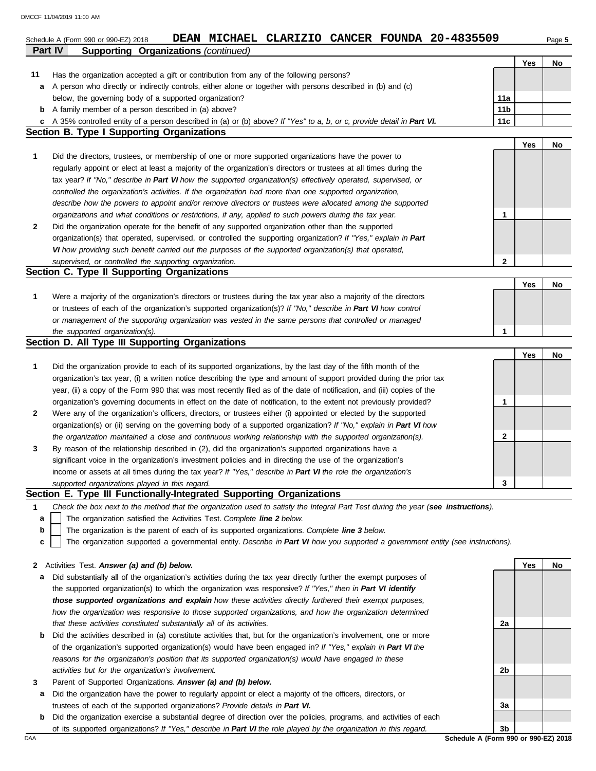Schedule A (Form 990 or 990-EZ) 2018 **DEAN MICHAEL CLARIZIO CANCER FOUNDA 20-4835509**

**Part IV Supporting Organizations** *(continued)*

| | | | Yes | No |
|---|---|---|---|---|
| **11** | Has the organization accepted a gift or contribution from any of the following persons? | | | |
| **a** | A person who directly or indirectly controls, either alone or together with persons described in (b) and (c) below, the governing body of a supported organization? | **11a** | | |
| **b** | A family member of a person described in (a) above? | **11b** | | |
| **c** | A 35% controlled entity of a person described in (a) or (b) above? *If "Yes" to a, b, or c, provide detail in* ***Part VI.*** | **11c** | | |

## Section B. Type I Supporting Organizations

| | | | Yes | No |
|---|---|---|---|---|
| **1** | Did the directors, trustees, or membership of one or more supported organizations have the power to regularly appoint or elect at least a majority of the organization's directors or trustees at all times during the tax year? *If "No," describe in* ***Part VI*** *how the supported organization(s) effectively operated, supervised, or controlled the organization's activities. If the organization had more than one supported organization, describe how the powers to appoint and/or remove directors or trustees were allocated among the supported organizations and what conditions or restrictions, if any, applied to such powers during the tax year.* | **1** | | |
| **2** | Did the organization operate for the benefit of any supported organization other than the supported organization(s) that operated, supervised, or controlled the supporting organization? *If "Yes," explain in* ***Part VI*** *how providing such benefit carried out the purposes of the supported organization(s) that operated, supervised, or controlled the supporting organization.* | **2** | | |

## Section C. Type II Supporting Organizations

| | | | Yes | No |
|---|---|---|---|---|
| **1** | Were a majority of the organization's directors or trustees during the tax year also a majority of the directors or trustees of each of the organization's supported organization(s)? *If "No," describe in* ***Part VI*** *how control or management of the supporting organization was vested in the same persons that controlled or managed the supported organization(s).* | **1** | | |

## Section D. All Type III Supporting Organizations

| | | | Yes | No |
|---|---|---|---|---|
| **1** | Did the organization provide to each of its supported organizations, by the last day of the fifth month of the organization's tax year, (i) a written notice describing the type and amount of support provided during the prior tax year, (ii) a copy of the Form 990 that was most recently filed as of the date of notification, and (iii) copies of the organization's governing documents in effect on the date of notification, to the extent not previously provided? | **1** | | |
| **2** | Were any of the organization's officers, directors, or trustees either (i) appointed or elected by the supported organization(s) or (ii) serving on the governing body of a supported organization? *If "No," explain in* ***Part VI*** *how the organization maintained a close and continuous working relationship with the supported organization(s).* | **2** | | |
| **3** | By reason of the relationship described in (2), did the organization's supported organizations have a significant voice in the organization's investment policies and in directing the use of the organization's income or assets at all times during the tax year? *If "Yes," describe in* ***Part VI*** *the role the organization's supported organizations played in this regard.* | **3** | | |

## Section E. Type III Functionally-Integrated Supporting Organizations

**1** *Check the box next to the method that the organization used to satisfy the Integral Part Test during the year (**see instructions**).*

- **a** ☐ The organization satisfied the Activities Test. *Complete* ***line 2*** *below.*
- **b** ☐ The organization is the parent of each of its supported organizations. *Complete* ***line 3*** *below.*
- **c** ☐ The organization supported a governmental entity. *Describe in* ***Part VI*** *how you supported a government entity (see instructions).*

| | | | Yes | No |
|---|---|---|---|---|
| **2** | Activities Test. ***Answer (a) and (b) below.*** | | | |
| **a** | Did substantially all of the organization's activities during the tax year directly further the exempt purposes of the supported organization(s) to which the organization was responsive? *If "Yes," then in* ***Part VI identify those supported organizations and explain*** *how these activities directly furthered their exempt purposes, how the organization was responsive to those supported organizations, and how the organization determined that these activities constituted substantially all of its activities.* | **2a** | | |
| **b** | Did the activities described in (a) constitute activities that, but for the organization's involvement, one or more of the organization's supported organization(s) would have been engaged in? *If "Yes," explain in* ***Part VI*** *the reasons for the organization's position that its supported organization(s) would have engaged in these activities but for the organization's involvement.* | **2b** | | |
| **3** | Parent of Supported Organizations. ***Answer (a) and (b) below.*** | | | |
| **a** | Did the organization have the power to regularly appoint or elect a majority of the officers, directors, or trustees of each of the supported organizations? *Provide details in* ***Part VI.*** | **3a** | | |
| **b** | Did the organization exercise a substantial degree of direction over the policies, programs, and activities of each of its supported organizations? *If "Yes," describe in* ***Part VI*** *the role played by the organization in this regard.* | **3b** | | |

DAA **Schedule A (Form 990 or 990-EZ) 2018**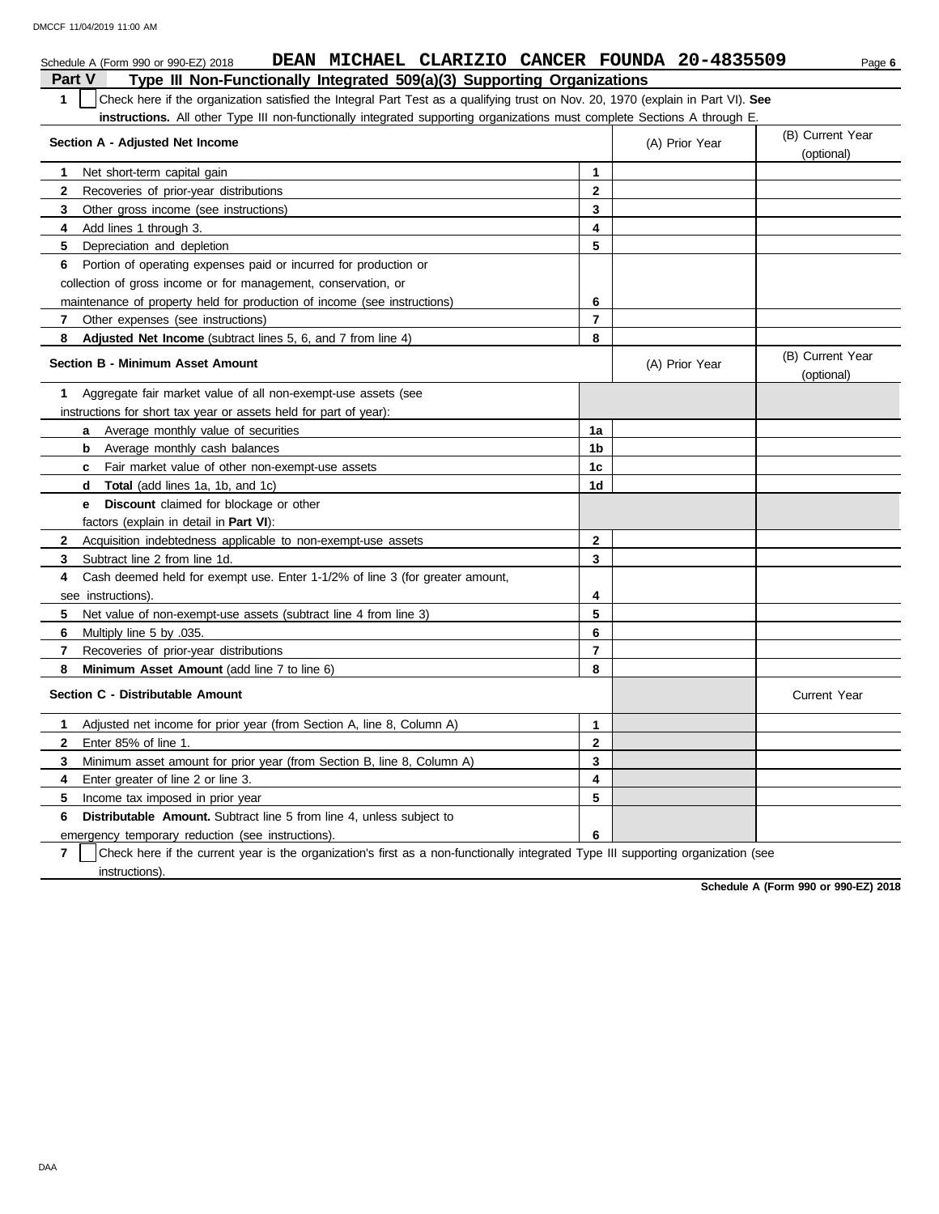Schedule A (Form 990 or 990-EZ) 2018 **DEAN MICHAEL CLARIZIO CANCER FOUNDA 20-4835509** Page **6**

## Part V Type III Non-Functionally Integrated 509(a)(3) Supporting Organizations

**1** ☐ Check here if the organization satisfied the Integral Part Test as a qualifying trust on Nov. 20, 1970 (explain in Part VI). **See instructions.** All other Type III non-functionally integrated supporting organizations must complete Sections A through E.

| **Section A - Adjusted Net Income** | | (A) Prior Year | (B) Current Year (optional) |
|---|---|---|---|
| **1** Net short-term capital gain | 1 | | |
| **2** Recoveries of prior-year distributions | 2 | | |
| **3** Other gross income (see instructions) | 3 | | |
| **4** Add lines 1 through 3. | 4 | | |
| **5** Depreciation and depletion | 5 | | |
| **6** Portion of operating expenses paid or incurred for production or collection of gross income or for management, conservation, or maintenance of property held for production of income (see instructions) | 6 | | |
| **7** Other expenses (see instructions) | 7 | | |
| **8** **Adjusted Net Income** (subtract lines 5, 6, and 7 from line 4) | 8 | | |

| **Section B - Minimum Asset Amount** | | (A) Prior Year | (B) Current Year (optional) |
|---|---|---|---|
| **1** Aggregate fair market value of all non-exempt-use assets (see instructions for short tax year or assets held for part of year): | | | |
| **a** Average monthly value of securities | 1a | | |
| **b** Average monthly cash balances | 1b | | |
| **c** Fair market value of other non-exempt-use assets | 1c | | |
| **d** **Total** (add lines 1a, 1b, and 1c) | 1d | | |
| **e** **Discount** claimed for blockage or other factors (explain in detail in **Part VI**): | | | |
| **2** Acquisition indebtedness applicable to non-exempt-use assets | 2 | | |
| **3** Subtract line 2 from line 1d. | 3 | | |
| **4** Cash deemed held for exempt use. Enter 1-1/2% of line 3 (for greater amount, see instructions). | 4 | | |
| **5** Net value of non-exempt-use assets (subtract line 4 from line 3) | 5 | | |
| **6** Multiply line 5 by .035. | 6 | | |
| **7** Recoveries of prior-year distributions | 7 | | |
| **8** **Minimum Asset Amount** (add line 7 to line 6) | 8 | | |

| **Section C - Distributable Amount** | | | Current Year |
|---|---|---|---|
| **1** Adjusted net income for prior year (from Section A, line 8, Column A) | 1 | | |
| **2** Enter 85% of line 1. | 2 | | |
| **3** Minimum asset amount for prior year (from Section B, line 8, Column A) | 3 | | |
| **4** Enter greater of line 2 or line 3. | 4 | | |
| **5** Income tax imposed in prior year | 5 | | |
| **6** **Distributable Amount.** Subtract line 5 from line 4, unless subject to emergency temporary reduction (see instructions). | 6 | | |

**7** ☐ Check here if the current year is the organization's first as a non-functionally integrated Type III supporting organization (see instructions).

**Schedule A (Form 990 or 990-EZ) 2018**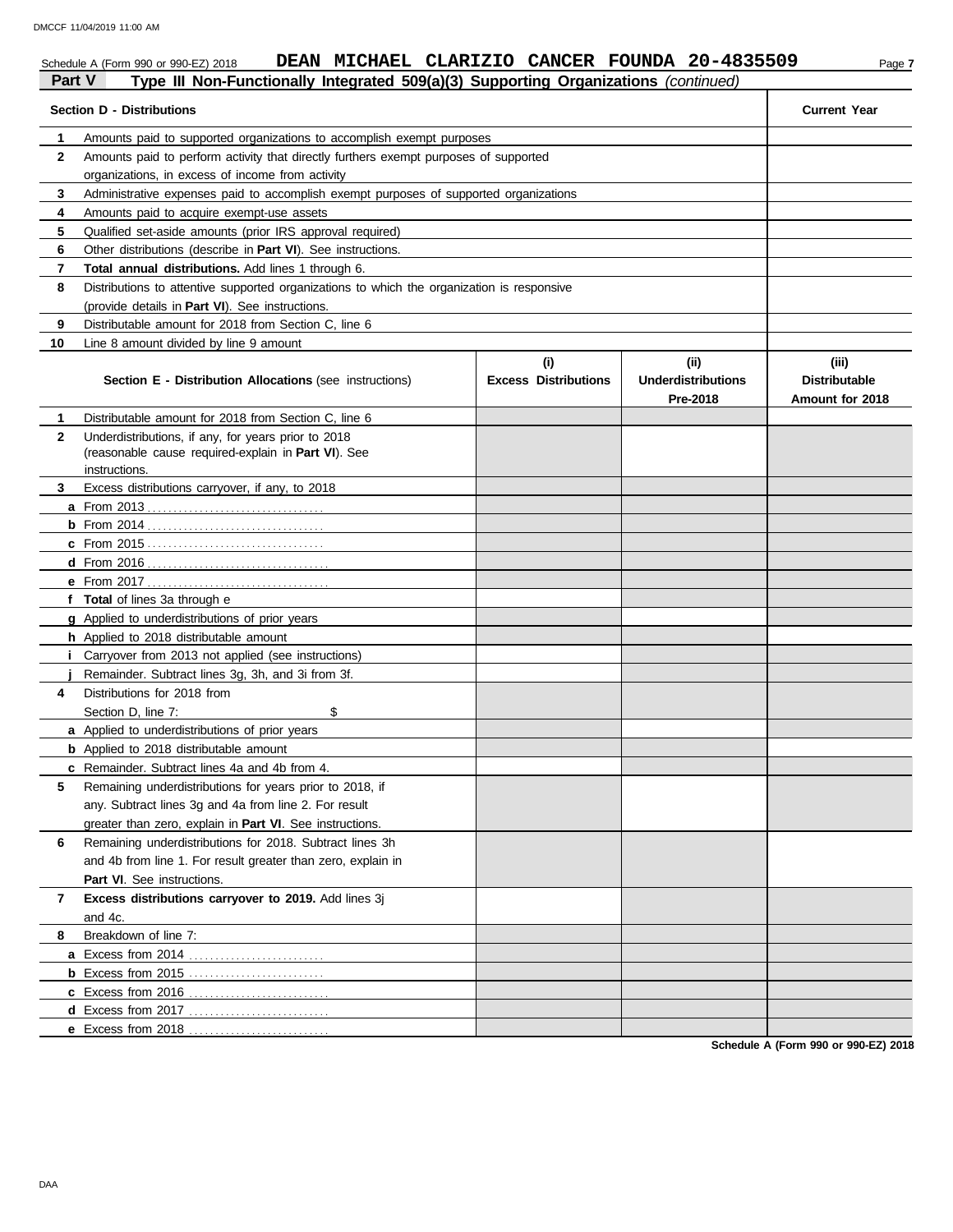Schedule A (Form 990 or 990-EZ) 2018 **DEAN MICHAEL CLARIZIO CANCER FOUNDA 20-4835509**

## Part V Type III Non-Functionally Integrated 509(a)(3) Supporting Organizations *(continued)*

| | **Section D - Distributions** | **Current Year** |
|---|---|---|
| **1** | Amounts paid to supported organizations to accomplish exempt purposes | |
| **2** | Amounts paid to perform activity that directly furthers exempt purposes of supported organizations, in excess of income from activity | |
| **3** | Administrative expenses paid to accomplish exempt purposes of supported organizations | |
| **4** | Amounts paid to acquire exempt-use assets | |
| **5** | Qualified set-aside amounts (prior IRS approval required) | |
| **6** | Other distributions (describe in **Part VI**). See instructions. | |
| **7** | **Total annual distributions.** Add lines 1 through 6. | |
| **8** | Distributions to attentive supported organizations to which the organization is responsive (provide details in **Part VI**). See instructions. | |
| **9** | Distributable amount for 2018 from Section C, line 6 | |
| **10** | Line 8 amount divided by line 9 amount | |

| | **Section E - Distribution Allocations** (see instructions) | **(i) Excess Distributions** | **(ii) Underdistributions Pre-2018** | **(iii) Distributable Amount for 2018** |
|---|---|---|---|---|
| **1** | Distributable amount for 2018 from Section C, line 6 | | | |
| **2** | Underdistributions, if any, for years prior to 2018 (reasonable cause required-explain in **Part VI**). See instructions. | | | |
| **3** | Excess distributions carryover, if any, to 2018 | | | |
| **a** | From 2013 | | | |
| **b** | From 2014 | | | |
| **c** | From 2015 | | | |
| **d** | From 2016 | | | |
| **e** | From 2017 | | | |
| **f** | **Total** of lines 3a through e | | | |
| **g** | Applied to underdistributions of prior years | | | |
| **h** | Applied to 2018 distributable amount | | | |
| **i** | Carryover from 2013 not applied (see instructions) | | | |
| **j** | Remainder. Subtract lines 3g, 3h, and 3i from 3f. | | | |
| **4** | Distributions for 2018 from Section D, line 7: $ | | | |
| **a** | Applied to underdistributions of prior years | | | |
| **b** | Applied to 2018 distributable amount | | | |
| **c** | Remainder. Subtract lines 4a and 4b from 4. | | | |
| **5** | Remaining underdistributions for years prior to 2018, if any. Subtract lines 3g and 4a from line 2. For result greater than zero, explain in **Part VI**. See instructions. | | | |
| **6** | Remaining underdistributions for 2018. Subtract lines 3h and 4b from line 1. For result greater than zero, explain in **Part VI**. See instructions. | | | |
| **7** | **Excess distributions carryover to 2019.** Add lines 3j and 4c. | | | |
| **8** | Breakdown of line 7: | | | |
| **a** | Excess from 2014 | | | |
| **b** | Excess from 2015 | | | |
| **c** | Excess from 2016 | | | |
| **d** | Excess from 2017 | | | |
| **e** | Excess from 2018 | | | |

**Schedule A (Form 990 or 990-EZ) 2018**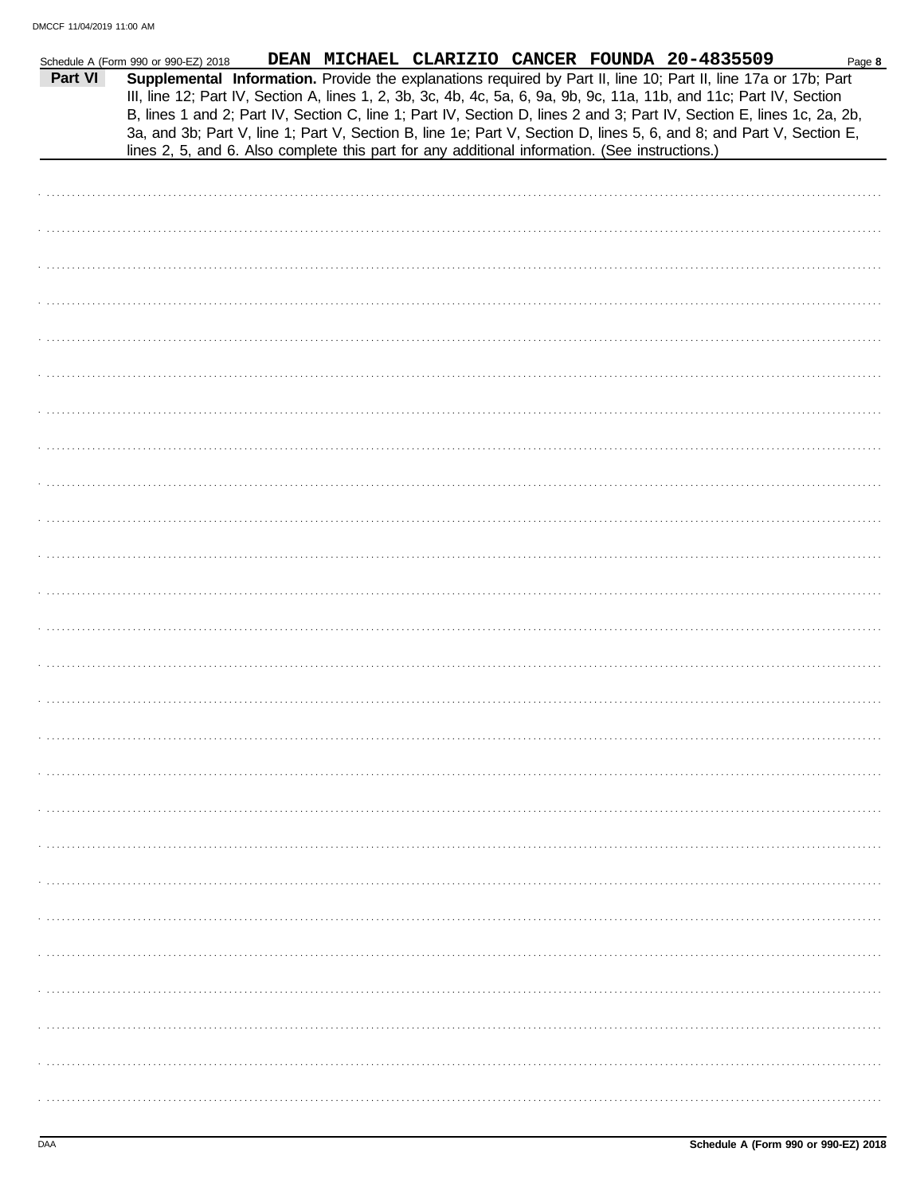Schedule A (Form 990 or 990-EZ) 2018 DEAN MICHAEL CLARIZIO CANCER FOUNDA 20-4835509

**Part VI** **Supplemental Information.** Provide the explanations required by Part II, line 10; Part II, line 17a or 17b; Part III, line 12; Part IV, Section A, lines 1, 2, 3b, 3c, 4b, 4c, 5a, 6, 9a, 9b, 9c, 11a, 11b, and 11c; Part IV, Section B, lines 1 and 2; Part IV, Section C, line 1; Part IV, Section D, lines 2 and 3; Part IV, Section E, lines 1c, 2a, 2b, 3a, and 3b; Part V, line 1; Part V, Section B, line 1e; Part V, Section D, lines 5, 6, and 8; and Part V, Section E, lines 2, 5, and 6. Also complete this part for any additional information. (See instructions.)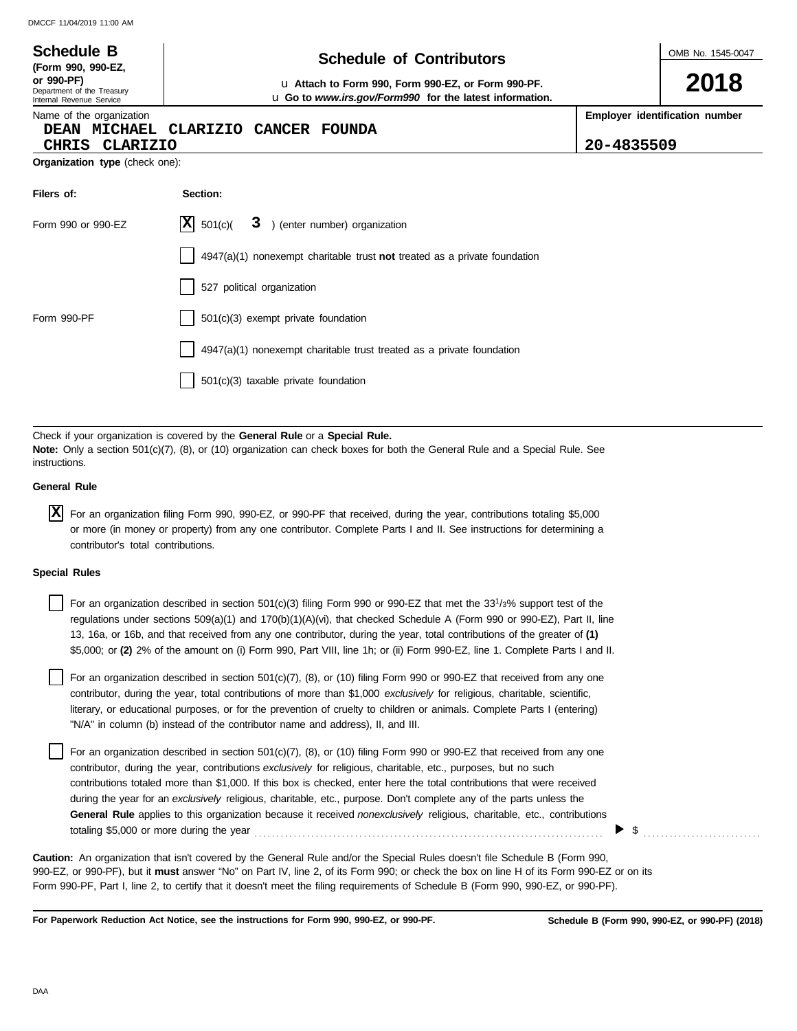DMCCF 11/04/2019 11:00 AM

**Schedule B**
**(Form 990, 990-EZ, or 990-PF)**
Department of the Treasury
Internal Revenue Service

# Schedule of Contributors

u **Attach to Form 990, Form 990-EZ, or Form 990-PF.**
u **Go to *www.irs.gov/Form990* for the latest information.**

OMB No. 1545-0047

**2018**

| Name of the organization | Employer identification number |
|---|---|
| DEAN MICHAEL CLARIZIO CANCER FOUNDA<br>CHRIS CLARIZIO | 20-4835509 |

**Organization type** (check one):

| Filers of: | Section: |
|---|---|
| Form 990 or 990-EZ | [X] 501(c)( 3 ) (enter number) organization |
| | [ ] 4947(a)(1) nonexempt charitable trust **not** treated as a private foundation |
| | [ ] 527 political organization |
| Form 990-PF | [ ] 501(c)(3) exempt private foundation |
| | [ ] 4947(a)(1) nonexempt charitable trust treated as a private foundation |
| | [ ] 501(c)(3) taxable private foundation |

Check if your organization is covered by the **General Rule** or a **Special Rule.**
**Note:** Only a section 501(c)(7), (8), or (10) organization can check boxes for both the General Rule and a Special Rule. See instructions.

**General Rule**

[X] For an organization filing Form 990, 990-EZ, or 990-PF that received, during the year, contributions totaling $5,000 or more (in money or property) from any one contributor. Complete Parts I and II. See instructions for determining a contributor's total contributions.

**Special Rules**

[ ] For an organization described in section 501(c)(3) filing Form 990 or 990-EZ that met the 33 1/3% support test of the regulations under sections 509(a)(1) and 170(b)(1)(A)(vi), that checked Schedule A (Form 990 or 990-EZ), Part II, line 13, 16a, or 16b, and that received from any one contributor, during the year, total contributions of the greater of **(1)** $5,000; or **(2)** 2% of the amount on (i) Form 990, Part VIII, line 1h; or (ii) Form 990-EZ, line 1. Complete Parts I and II.

[ ] For an organization described in section 501(c)(7), (8), or (10) filing Form 990 or 990-EZ that received from any one contributor, during the year, total contributions of more than $1,000 *exclusively* for religious, charitable, scientific, literary, or educational purposes, or for the prevention of cruelty to children or animals. Complete Parts I (entering) "N/A" in column (b) instead of the contributor name and address), II, and III.

[ ] For an organization described in section 501(c)(7), (8), or (10) filing Form 990 or 990-EZ that received from any one contributor, during the year, contributions *exclusively* for religious, charitable, etc., purposes, but no such contributions totaled more than $1,000. If this box is checked, enter here the total contributions that were received during the year for an *exclusively* religious, charitable, etc., purpose. Don't complete any of the parts unless the **General Rule** applies to this organization because it received *nonexclusively* religious, charitable, etc., contributions totaling $5,000 or more during the year . . . . . . . . . . ▶ $ . . . . . . . . . .

**Caution:** An organization that isn't covered by the General Rule and/or the Special Rules doesn't file Schedule B (Form 990, 990-EZ, or 990-PF), but it **must** answer "No" on Part IV, line 2, of its Form 990; or check the box on line H of its Form 990-EZ or on its Form 990-PF, Part I, line 2, to certify that it doesn't meet the filing requirements of Schedule B (Form 990, 990-EZ, or 990-PF).

**For Paperwork Reduction Act Notice, see the instructions for Form 990, 990-EZ, or 990-PF.** **Schedule B (Form 990, 990-EZ, or 990-PF) (2018)**

DAA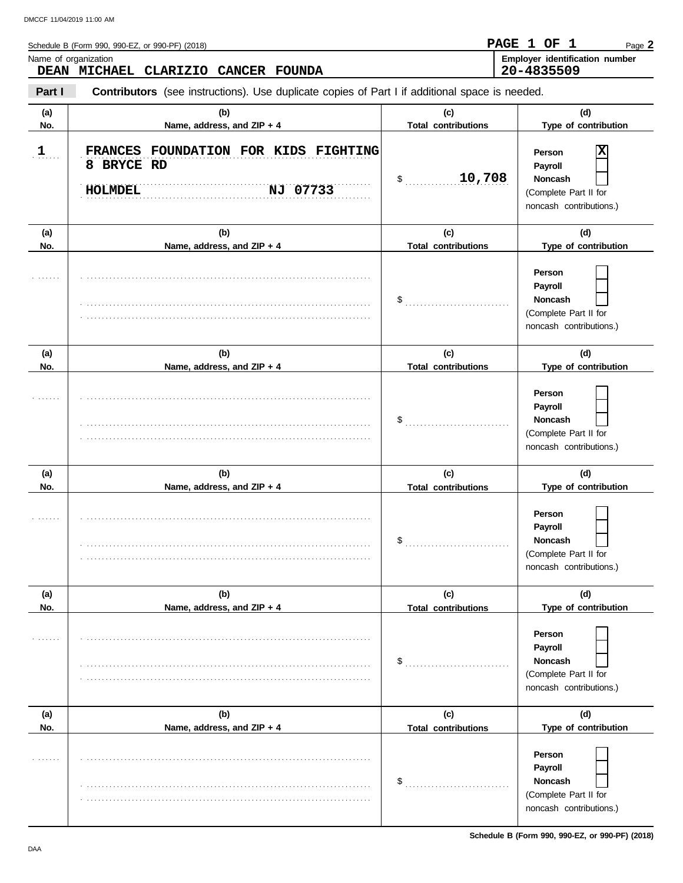Schedule B (Form 990, 990-EZ, or 990-PF) (2018) **PAGE 1 OF 1** Page **2**

Name of organization: **DEAN MICHAEL CLARIZIO CANCER FOUNDA**

Employer identification number: **20-4835509**

**Part I** **Contributors** (see instructions). Use duplicate copies of Part I if additional space is needed.

| (a) No. | (b) Name, address, and ZIP + 4 | (c) Total contributions | (d) Type of contribution |
|---|---|---|---|
| 1 | FRANCES FOUNDATION FOR KIDS FIGHTING<br>8 BRYCE RD<br>HOLMDEL NJ 07733 | $ 10,708 | Person [X]<br>Payroll [ ]<br>Noncash [ ]<br>(Complete Part II for noncash contributions.) |
| | | $ | Person [ ]<br>Payroll [ ]<br>Noncash [ ]<br>(Complete Part II for noncash contributions.) |
| | | $ | Person [ ]<br>Payroll [ ]<br>Noncash [ ]<br>(Complete Part II for noncash contributions.) |
| | | $ | Person [ ]<br>Payroll [ ]<br>Noncash [ ]<br>(Complete Part II for noncash contributions.) |
| | | $ | Person [ ]<br>Payroll [ ]<br>Noncash [ ]<br>(Complete Part II for noncash contributions.) |
| | | $ | Person [ ]<br>Payroll [ ]<br>Noncash [ ]<br>(Complete Part II for noncash contributions.) |

**Schedule B (Form 990, 990-EZ, or 990-PF) (2018)**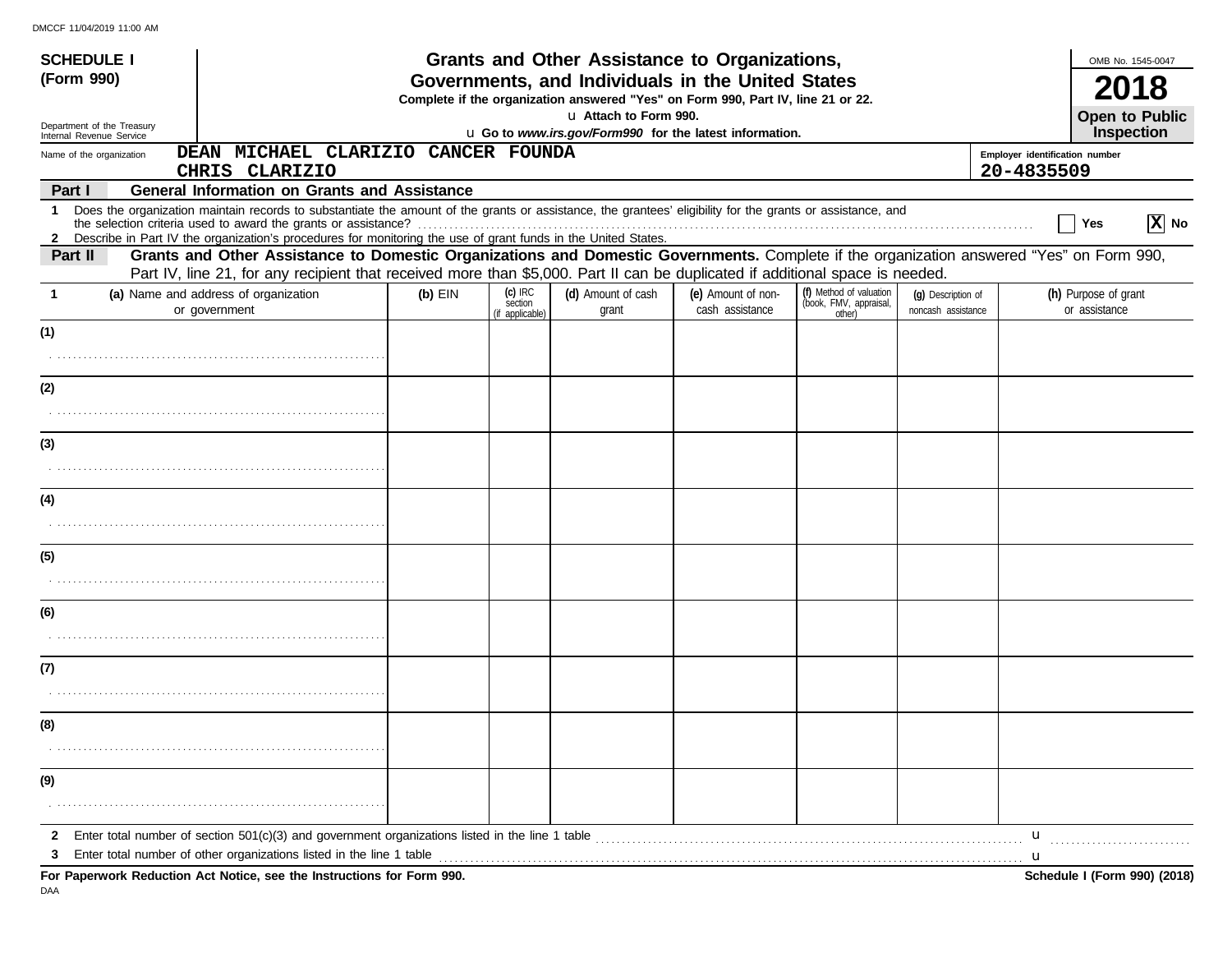DMCCF 11/04/2019 11:00 AM

**SCHEDULE I**
**(Form 990)**

Department of the Treasury
Internal Revenue Service

# Grants and Other Assistance to Organizations, Governments, and Individuals in the United States

**Complete if the organization answered "Yes" on Form 990, Part IV, line 21 or 22.**

u **Attach to Form 990.**

u **Go to *www.irs.gov/Form990* for the latest information.**

OMB No. 1545-0047

**2018**

**Open to Public Inspection**

Name of the organization: **DEAN MICHAEL CLARIZIO CANCER FOUNDA CHRIS CLARIZIO**

Employer identification number: **20-4835509**

**Part I — General Information on Grants and Assistance**

1 Does the organization maintain records to substantiate the amount of the grants or assistance, the grantees' eligibility for the grants or assistance, and the selection criteria used to award the grants or assistance? ☐ Yes ☒ No

2 Describe in Part IV the organization's procedures for monitoring the use of grant funds in the United States.

**Part II — Grants and Other Assistance to Domestic Organizations and Domestic Governments.** Complete if the organization answered "Yes" on Form 990, Part IV, line 21, for any recipient that received more than $5,000. Part II can be duplicated if additional space is needed.

| 1 | (a) Name and address of organization or government | (b) EIN | (c) IRC section (if applicable) | (d) Amount of cash grant | (e) Amount of non-cash assistance | (f) Method of valuation (book, FMV, appraisal, other) | (g) Description of noncash assistance | (h) Purpose of grant or assistance |
|---|---|---|---|---|---|---|---|---|
| (1) | | | | | | | | |
| (2) | | | | | | | | |
| (3) | | | | | | | | |
| (4) | | | | | | | | |
| (5) | | | | | | | | |
| (6) | | | | | | | | |
| (7) | | | | | | | | |
| (8) | | | | | | | | |
| (9) | | | | | | | | |

2 Enter total number of section 501(c)(3) and government organizations listed in the line 1 table u

3 Enter total number of other organizations listed in the line 1 table u

**For Paperwork Reduction Act Notice, see the Instructions for Form 990.** **Schedule I (Form 990) (2018)**

DAA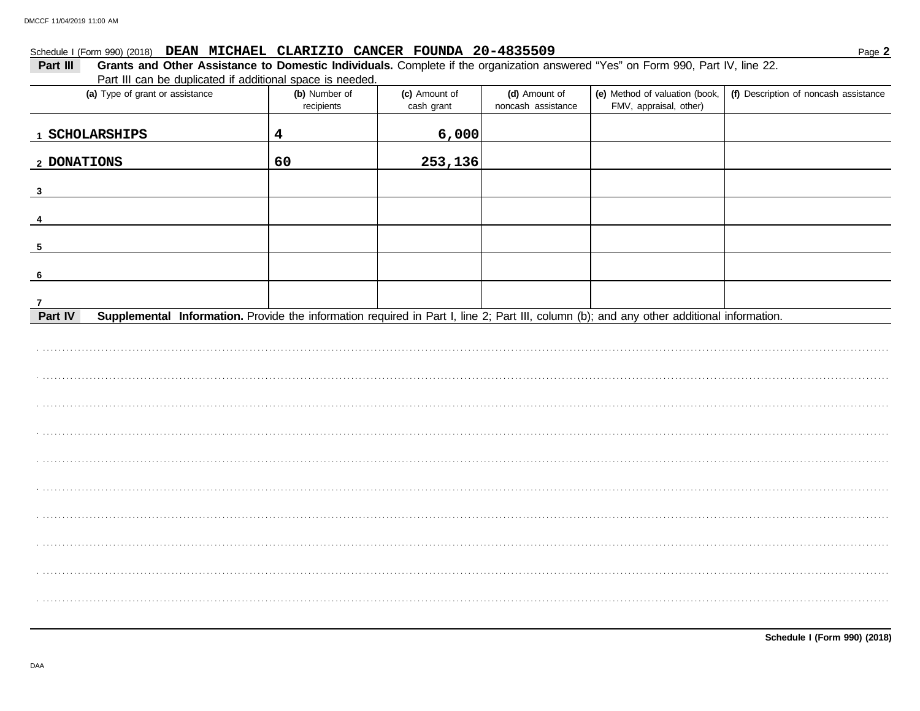Schedule I (Form 990) (2018) **DEAN MICHAEL CLARIZIO CANCER FOUNDA 20-4835509**

**Part III** **Grants and Other Assistance to Domestic Individuals.** Complete if the organization answered "Yes" on Form 990, Part IV, line 22. Part III can be duplicated if additional space is needed.

| (a) Type of grant or assistance | (b) Number of recipients | (c) Amount of cash grant | (d) Amount of noncash assistance | (e) Method of valuation (book, FMV, appraisal, other) | (f) Description of noncash assistance |
|---|---|---|---|---|---|
| 1 SCHOLARSHIPS | 4 | 6,000 | | | |
| 2 DONATIONS | 60 | 253,136 | | | |
| 3 | | | | | |
| 4 | | | | | |
| 5 | | | | | |
| 6 | | | | | |
| 7 | | | | | |

**Part IV** **Supplemental Information.** Provide the information required in Part I, line 2; Part III, column (b); and any other additional information.

**Schedule I (Form 990) (2018)**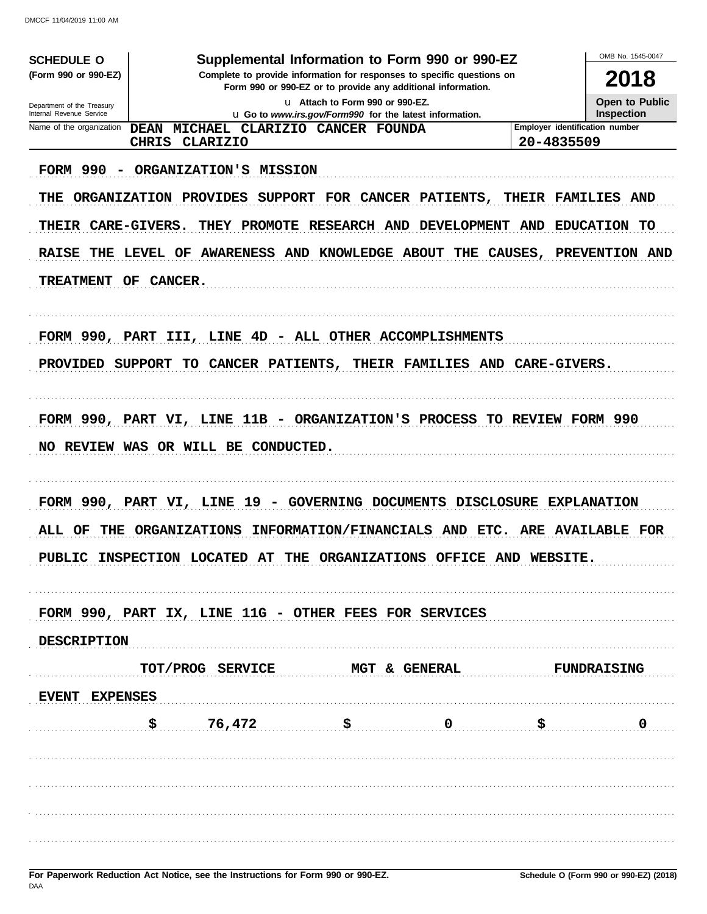DMCCF 11/04/2019 11:00 AM

**SCHEDULE O**
**(Form 990 or 990-EZ)**

Department of the Treasury
Internal Revenue Service

# Supplemental Information to Form 990 or 990-EZ

**Complete to provide information for responses to specific questions on Form 990 or 990-EZ or to provide any additional information.**

u Attach to Form 990 or 990-EZ.
u Go to *www.irs.gov/Form990* for the latest information.

OMB No. 1545-0047

**2018**

**Open to Public Inspection**

| Name of the organization | Employer identification number |
|---|---|
| DEAN MICHAEL CLARIZIO CANCER FOUNDA<br>CHRIS CLARIZIO | 20-4835509 |

FORM 990 - ORGANIZATION'S MISSION

THE ORGANIZATION PROVIDES SUPPORT FOR CANCER PATIENTS, THEIR FAMILIES AND THEIR CARE-GIVERS. THEY PROMOTE RESEARCH AND DEVELOPMENT AND EDUCATION TO RAISE THE LEVEL OF AWARENESS AND KNOWLEDGE ABOUT THE CAUSES, PREVENTION AND TREATMENT OF CANCER.

FORM 990, PART III, LINE 4D - ALL OTHER ACCOMPLISHMENTS

PROVIDED SUPPORT TO CANCER PATIENTS, THEIR FAMILIES AND CARE-GIVERS.

FORM 990, PART VI, LINE 11B - ORGANIZATION'S PROCESS TO REVIEW FORM 990

NO REVIEW WAS OR WILL BE CONDUCTED.

FORM 990, PART VI, LINE 19 - GOVERNING DOCUMENTS DISCLOSURE EXPLANATION

ALL OF THE ORGANIZATIONS INFORMATION/FINANCIALS AND ETC. ARE AVAILABLE FOR PUBLIC INSPECTION LOCATED AT THE ORGANIZATIONS OFFICE AND WEBSITE.

FORM 990, PART IX, LINE 11G - OTHER FEES FOR SERVICES

| DESCRIPTION | TOT/PROG SERVICE | MGT & GENERAL | FUNDRAISING |
|---|---|---|---|
| EVENT EXPENSES | | | |
| | $ 76,472 | $ 0 | $ 0 |

For Paperwork Reduction Act Notice, see the Instructions for Form 990 or 990-EZ.

Schedule O (Form 990 or 990-EZ) (2018)

DAA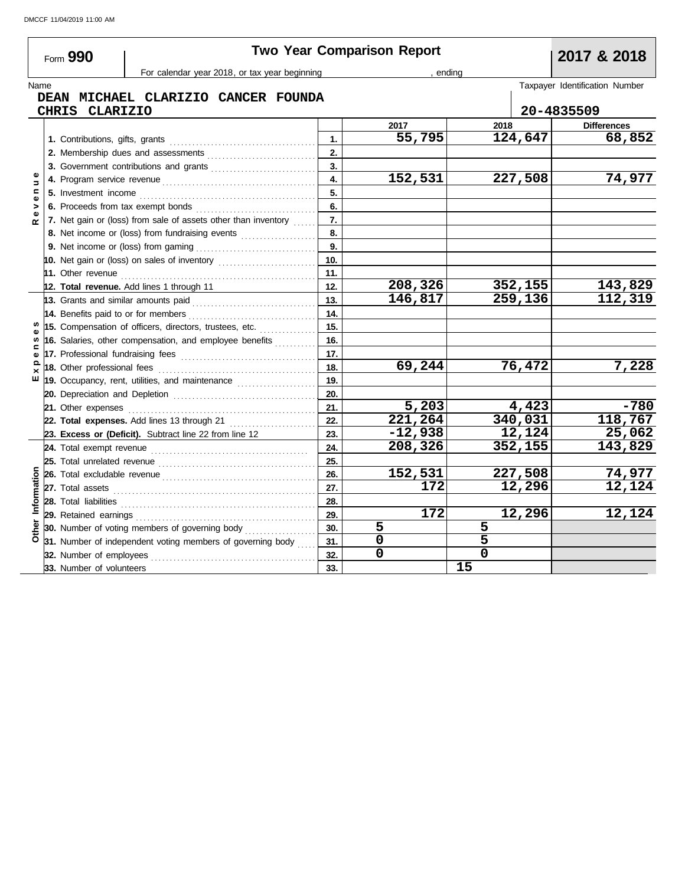DMCCF 11/04/2019 11:00 AM

# Form 990 — Two Year Comparison Report — 2017 & 2018

For calendar year 2018, or tax year beginning , ending

Name: DEAN MICHAEL CLARIZIO CANCER FOUNDA
CHRIS CLARIZIO

Taxpayer Identification Number: 20-4835509

| Section | Item | Line | 2017 | 2018 | Differences |
|---|---|---|---|---|---|
| Revenue | 1. Contributions, gifts, grants | 1. | 55,795 | 124,647 | 68,852 |
| | 2. Membership dues and assessments | 2. | | | |
| | 3. Government contributions and grants | 3. | | | |
| | 4. Program service revenue | 4. | 152,531 | 227,508 | 74,977 |
| | 5. Investment income | 5. | | | |
| | 6. Proceeds from tax exempt bonds | 6. | | | |
| | 7. Net gain or (loss) from sale of assets other than inventory | 7. | | | |
| | 8. Net income or (loss) from fundraising events | 8. | | | |
| | 9. Net income or (loss) from gaming | 9. | | | |
| | 10. Net gain or (loss) on sales of inventory | 10. | | | |
| | 11. Other revenue | 11. | | | |
| | **12. Total revenue.** Add lines 1 through 11 | 12. | 208,326 | 352,155 | 143,829 |
| Expenses | 13. Grants and similar amounts paid | 13. | 146,817 | 259,136 | 112,319 |
| | 14. Benefits paid to or for members | 14. | | | |
| | 15. Compensation of officers, directors, trustees, etc. | 15. | | | |
| | 16. Salaries, other compensation, and employee benefits | 16. | | | |
| | 17. Professional fundraising fees | 17. | | | |
| | 18. Other professional fees | 18. | 69,244 | 76,472 | 7,228 |
| | 19. Occupancy, rent, utilities, and maintenance | 19. | | | |
| | 20. Depreciation and Depletion | 20. | | | |
| | 21. Other expenses | 21. | 5,203 | 4,423 | -780 |
| | **22. Total expenses.** Add lines 13 through 21 | 22. | 221,264 | 340,031 | 118,767 |
| | **23. Excess or (Deficit).** Subtract line 22 from line 12 | 23. | -12,938 | 12,124 | 25,062 |
| Other Information | 24. Total exempt revenue | 24. | 208,326 | 352,155 | 143,829 |
| | 25. Total unrelated revenue | 25. | | | |
| | 26. Total excludable revenue | 26. | 152,531 | 227,508 | 74,977 |
| | 27. Total assets | 27. | 172 | 12,296 | 12,124 |
| | 28. Total liabilities | 28. | | | |
| | 29. Retained earnings | 29. | 172 | 12,296 | 12,124 |
| | 30. Number of voting members of governing body | 30. | 5 | 5 | |
| | 31. Number of independent voting members of governing body | 31. | 0 | 5 | |
| | 32. Number of employees | 32. | 0 | 0 | |
| | 33. Number of volunteers | 33. | | 15 | |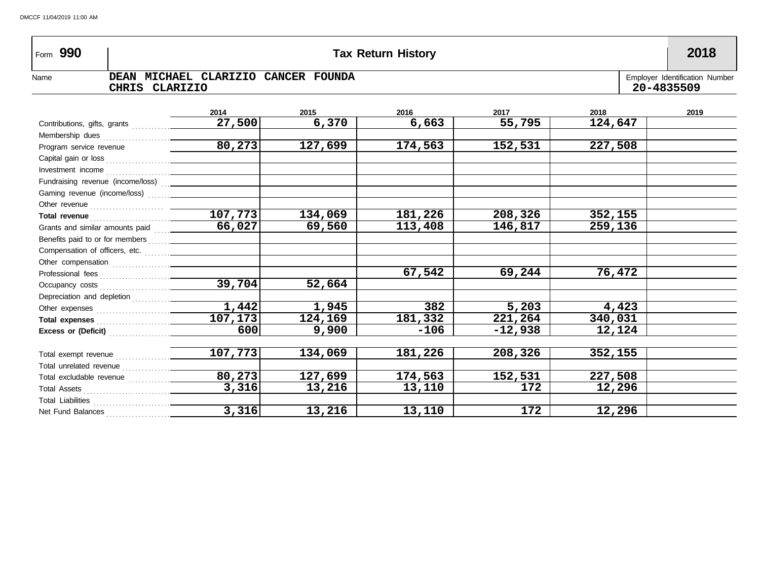Form **990** | **Tax Return History** | **2018**

Name: **DEAN MICHAEL CLARIZIO CANCER FOUNDA**
**CHRIS CLARIZIO**

Employer Identification Number: **20-4835509**

| | 2014 | 2015 | 2016 | 2017 | 2018 | 2019 |
|---|---|---|---|---|---|---|
| Contributions, gifts, grants | 27,500 | 6,370 | 6,663 | 55,795 | 124,647 | |
| Membership dues | | | | | | |
| Program service revenue | 80,273 | 127,699 | 174,563 | 152,531 | 227,508 | |
| Capital gain or loss | | | | | | |
| Investment income | | | | | | |
| Fundraising revenue (income/loss) | | | | | | |
| Gaming revenue (income/loss) | | | | | | |
| Other revenue | | | | | | |
| **Total revenue** | 107,773 | 134,069 | 181,226 | 208,326 | 352,155 | |
| Grants and similar amounts paid | 66,027 | 69,560 | 113,408 | 146,817 | 259,136 | |
| Benefits paid to or for members | | | | | | |
| Compensation of officers, etc. | | | | | | |
| Other compensation | | | | | | |
| Professional fees | | | 67,542 | 69,244 | 76,472 | |
| Occupancy costs | 39,704 | 52,664 | | | | |
| Depreciation and depletion | | | | | | |
| Other expenses | 1,442 | 1,945 | 382 | 5,203 | 4,423 | |
| **Total expenses** | 107,173 | 124,169 | 181,332 | 221,264 | 340,031 | |
| **Excess or (Deficit)** | 600 | 9,900 | -106 | -12,938 | 12,124 | |
| | | | | | | |
| Total exempt revenue | 107,773 | 134,069 | 181,226 | 208,326 | 352,155 | |
| Total unrelated revenue | | | | | | |
| Total excludable revenue | 80,273 | 127,699 | 174,563 | 152,531 | 227,508 | |
| Total Assets | 3,316 | 13,216 | 13,110 | 172 | 12,296 | |
| Total Liabilities | | | | | | |
| Net Fund Balances | 3,316 | 13,216 | 13,110 | 172 | 12,296 | |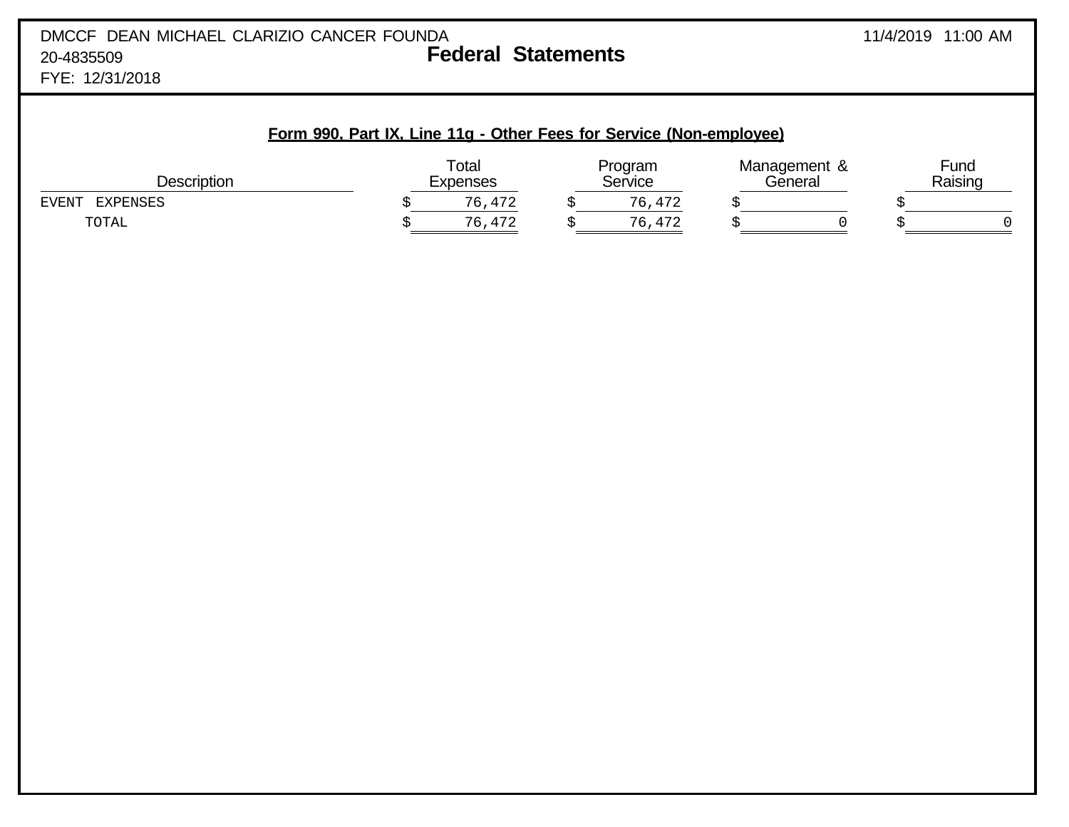DMCCF DEAN MICHAEL CLARIZIO CANCER FOUNDA
20-4835509
FYE: 12/31/2018

# Federal Statements

## Form 990, Part IX, Line 11g - Other Fees for Service (Non-employee)

| Description | Total Expenses | Program Service | Management & General | Fund Raising |
|---|---|---|---|---|
| EVENT EXPENSES | $ 76,472 | $ 76,472 | $ | $ |
| TOTAL | $ 76,472 | $ 76,472 | $ 0 | $ 0 |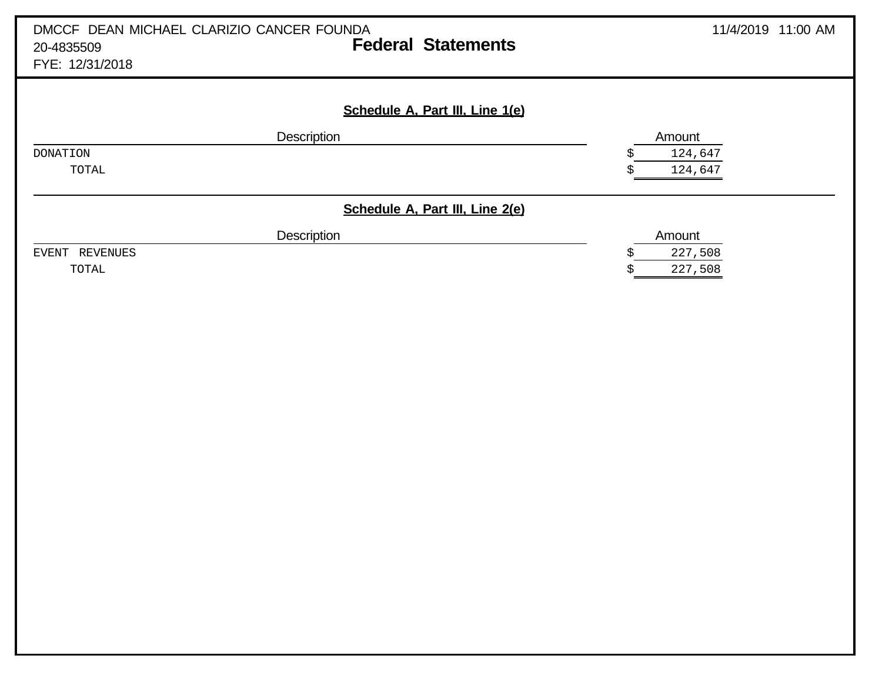DMCCF DEAN MICHAEL CLARIZIO CANCER FOUNDA
20-4835509
FYE: 12/31/2018

# Federal Statements

11/4/2019 11:00 AM

## Schedule A, Part III, Line 1(e)

| Description | Amount |
| --- | --- |
| DONATION | $ 124,647 |
| TOTAL | $ 124,647 |

## Schedule A, Part III, Line 2(e)

| Description | Amount |
| --- | --- |
| EVENT REVENUES | $ 227,508 |
| TOTAL | $ 227,508 |